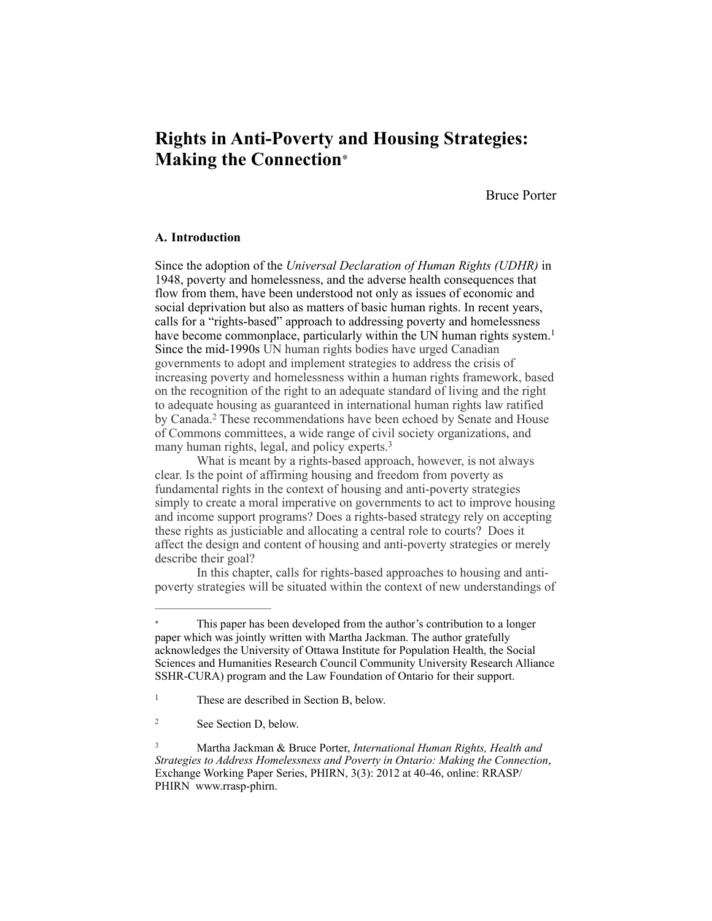# Rights in Anti-Poverty and Housing Strategies: Making the Connection*

Bruce Porter

## A. Introduction

Since the adoption of the *Universal Declaration of Human Rights (UDHR)* in 1948, poverty and homelessness, and the adverse health consequences that flow from them, have been understood not only as issues of economic and social deprivation but also as matters of basic human rights. In recent years, calls for a "rights-based" approach to addressing poverty and homelessness have become commonplace, particularly within the UN human rights system.[1] Since the mid-1990s UN human rights bodies have urged Canadian governments to adopt and implement strategies to address the crisis of increasing poverty and homelessness within a human rights framework, based on the recognition of the right to an adequate standard of living and the right to adequate housing as guaranteed in international human rights law ratified by Canada.[2] These recommendations have been echoed by Senate and House of Commons committees, a wide range of civil society organizations, and many human rights, legal, and policy experts.[3]

What is meant by a rights-based approach, however, is not always clear. Is the point of affirming housing and freedom from poverty as fundamental rights in the context of housing and anti-poverty strategies simply to create a moral imperative on governments to act to improve housing and income support programs? Does a rights-based strategy rely on accepting these rights as justiciable and allocating a central role to courts? Does it affect the design and content of housing and anti-poverty strategies or merely describe their goal?

In this chapter, calls for rights-based approaches to housing and anti-poverty strategies will be situated within the context of new understandings of

---

\* This paper has been developed from the author's contribution to a longer paper which was jointly written with Martha Jackman. The author gratefully acknowledges the University of Ottawa Institute for Population Health, the Social Sciences and Humanities Research Council Community University Research Alliance SSHR-CURA) program and the Law Foundation of Ontario for their support.

[1] These are described in Section B, below.

[2] See Section D, below.

[3] Martha Jackman & Bruce Porter, *International Human Rights, Health and Strategies to Address Homelessness and Poverty in Ontario: Making the Connection*, Exchange Working Paper Series, PHIRN, 3(3): 2012 at 40-46, online: RRASP/PHIRN www.rrasp-phirn.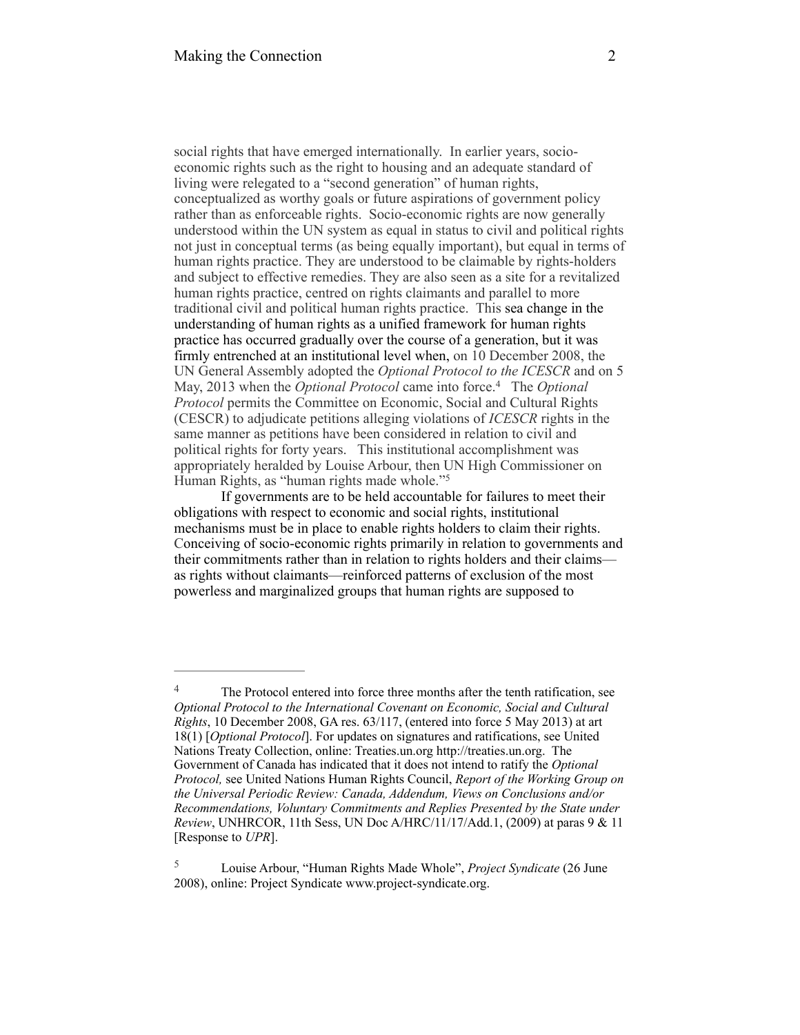social rights that have emerged internationally. In earlier years, socio-economic rights such as the right to housing and an adequate standard of living were relegated to a "second generation" of human rights, conceptualized as worthy goals or future aspirations of government policy rather than as enforceable rights. Socio-economic rights are now generally understood within the UN system as equal in status to civil and political rights not just in conceptual terms (as being equally important), but equal in terms of human rights practice. They are understood to be claimable by rights-holders and subject to effective remedies. They are also seen as a site for a revitalized human rights practice, centred on rights claimants and parallel to more traditional civil and political human rights practice. This sea change in the understanding of human rights as a unified framework for human rights practice has occurred gradually over the course of a generation, but it was firmly entrenched at an institutional level when, on 10 December 2008, the UN General Assembly adopted the *Optional Protocol to the ICESCR* and on 5 May, 2013 when the *Optional Protocol* came into force.[4] The *Optional Protocol* permits the Committee on Economic, Social and Cultural Rights (CESCR) to adjudicate petitions alleging violations of *ICESCR* rights in the same manner as petitions have been considered in relation to civil and political rights for forty years. This institutional accomplishment was appropriately heralded by Louise Arbour, then UN High Commissioner on Human Rights, as "human rights made whole."[5]

If governments are to be held accountable for failures to meet their obligations with respect to economic and social rights, institutional mechanisms must be in place to enable rights holders to claim their rights. Conceiving of socio-economic rights primarily in relation to governments and their commitments rather than in relation to rights holders and their claims—as rights without claimants—reinforced patterns of exclusion of the most powerless and marginalized groups that human rights are supposed to

---

[4] The Protocol entered into force three months after the tenth ratification, see *Optional Protocol to the International Covenant on Economic, Social and Cultural Rights*, 10 December 2008, GA res. 63/117, (entered into force 5 May 2013) at art 18(1) [*Optional Protocol*]. For updates on signatures and ratifications, see United Nations Treaty Collection, online: Treaties.un.org http://treaties.un.org. The Government of Canada has indicated that it does not intend to ratify the *Optional Protocol,* see United Nations Human Rights Council, *Report of the Working Group on the Universal Periodic Review: Canada, Addendum, Views on Conclusions and/or Recommendations, Voluntary Commitments and Replies Presented by the State under Review*, UNHRCOR, 11th Sess, UN Doc A/HRC/11/17/Add.1, (2009) at paras 9 & 11 [Response to *UPR*].

[5] Louise Arbour, "Human Rights Made Whole", *Project Syndicate* (26 June 2008), online: Project Syndicate www.project-syndicate.org.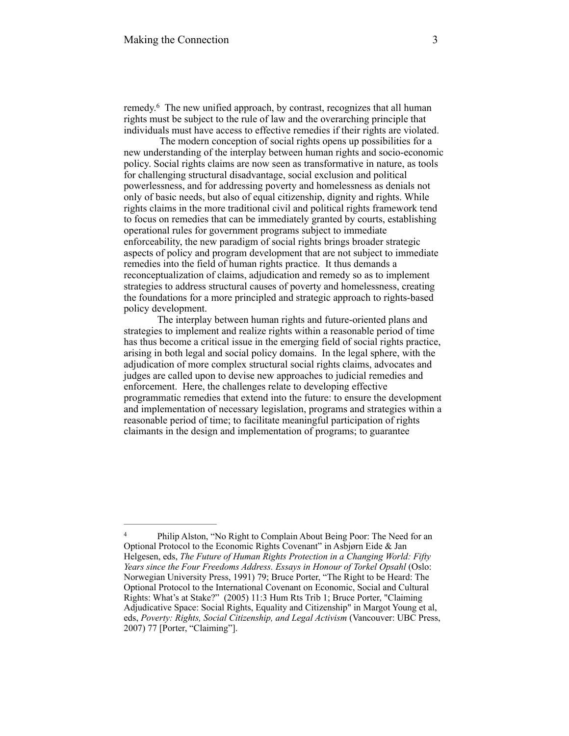remedy.[6] The new unified approach, by contrast, recognizes that all human rights must be subject to the rule of law and the overarching principle that individuals must have access to effective remedies if their rights are violated.

The modern conception of social rights opens up possibilities for a new understanding of the interplay between human rights and socio-economic policy. Social rights claims are now seen as transformative in nature, as tools for challenging structural disadvantage, social exclusion and political powerlessness, and for addressing poverty and homelessness as denials not only of basic needs, but also of equal citizenship, dignity and rights. While rights claims in the more traditional civil and political rights framework tend to focus on remedies that can be immediately granted by courts, establishing operational rules for government programs subject to immediate enforceability, the new paradigm of social rights brings broader strategic aspects of policy and program development that are not subject to immediate remedies into the field of human rights practice. It thus demands a reconceptualization of claims, adjudication and remedy so as to implement strategies to address structural causes of poverty and homelessness, creating the foundations for a more principled and strategic approach to rights-based policy development.

The interplay between human rights and future-oriented plans and strategies to implement and realize rights within a reasonable period of time has thus become a critical issue in the emerging field of social rights practice, arising in both legal and social policy domains. In the legal sphere, with the adjudication of more complex structural social rights claims, advocates and judges are called upon to devise new approaches to judicial remedies and enforcement. Here, the challenges relate to developing effective programmatic remedies that extend into the future: to ensure the development and implementation of necessary legislation, programs and strategies within a reasonable period of time; to facilitate meaningful participation of rights claimants in the design and implementation of programs; to guarantee

---

[4] Philip Alston, "No Right to Complain About Being Poor: The Need for an Optional Protocol to the Economic Rights Covenant" in Asbjørn Eide & Jan Helgesen, eds, *The Future of Human Rights Protection in a Changing World: Fifty Years since the Four Freedoms Address. Essays in Honour of Torkel Opsahl* (Oslo: Norwegian University Press, 1991) 79; Bruce Porter, "The Right to be Heard: The Optional Protocol to the International Covenant on Economic, Social and Cultural Rights: What's at Stake?" (2005) 11:3 Hum Rts Trib 1; Bruce Porter, "Claiming Adjudicative Space: Social Rights, Equality and Citizenship" in Margot Young et al, eds, *Poverty: Rights, Social Citizenship, and Legal Activism* (Vancouver: UBC Press, 2007) 77 [Porter, "Claiming"].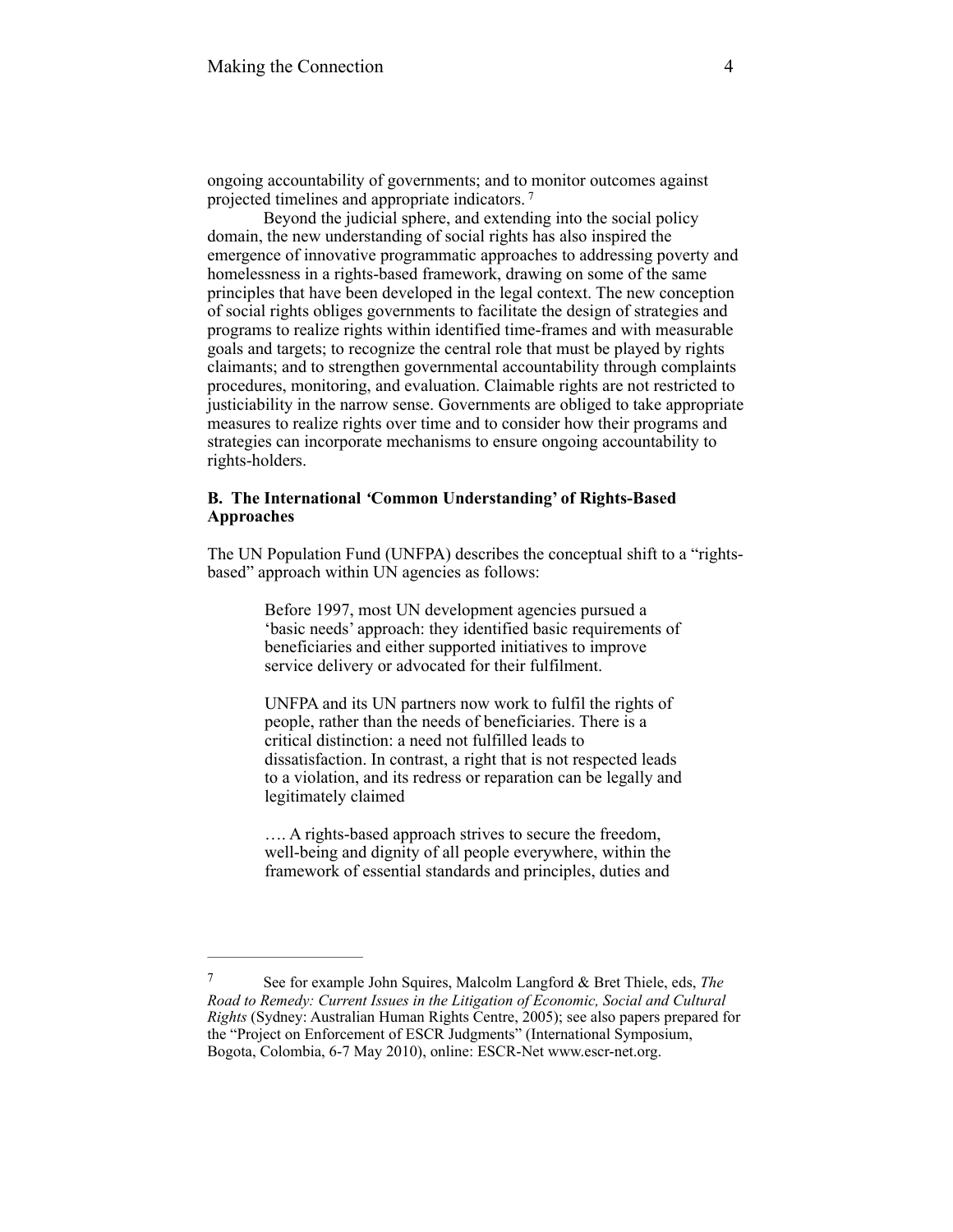ongoing accountability of governments; and to monitor outcomes against projected timelines and appropriate indicators. [7]

Beyond the judicial sphere, and extending into the social policy domain, the new understanding of social rights has also inspired the emergence of innovative programmatic approaches to addressing poverty and homelessness in a rights-based framework, drawing on some of the same principles that have been developed in the legal context. The new conception of social rights obliges governments to facilitate the design of strategies and programs to realize rights within identified time-frames and with measurable goals and targets; to recognize the central role that must be played by rights claimants; and to strengthen governmental accountability through complaints procedures, monitoring, and evaluation. Claimable rights are not restricted to justiciability in the narrow sense. Governments are obliged to take appropriate measures to realize rights over time and to consider how their programs and strategies can incorporate mechanisms to ensure ongoing accountability to rights-holders.

### B. The International 'Common Understanding' of Rights-Based Approaches

The UN Population Fund (UNFPA) describes the conceptual shift to a "rights-based" approach within UN agencies as follows:

> Before 1997, most UN development agencies pursued a 'basic needs' approach: they identified basic requirements of beneficiaries and either supported initiatives to improve service delivery or advocated for their fulfilment.
>
> UNFPA and its UN partners now work to fulfil the rights of people, rather than the needs of beneficiaries. There is a critical distinction: a need not fulfilled leads to dissatisfaction. In contrast, a right that is not respected leads to a violation, and its redress or reparation can be legally and legitimately claimed
>
> …. A rights-based approach strives to secure the freedom, well-being and dignity of all people everywhere, within the framework of essential standards and principles, duties and

---

[7] See for example John Squires, Malcolm Langford & Bret Thiele, eds, *The Road to Remedy: Current Issues in the Litigation of Economic, Social and Cultural Rights* (Sydney: Australian Human Rights Centre, 2005); see also papers prepared for the "Project on Enforcement of ESCR Judgments" (International Symposium, Bogota, Colombia, 6-7 May 2010), online: ESCR-Net www.escr-net.org.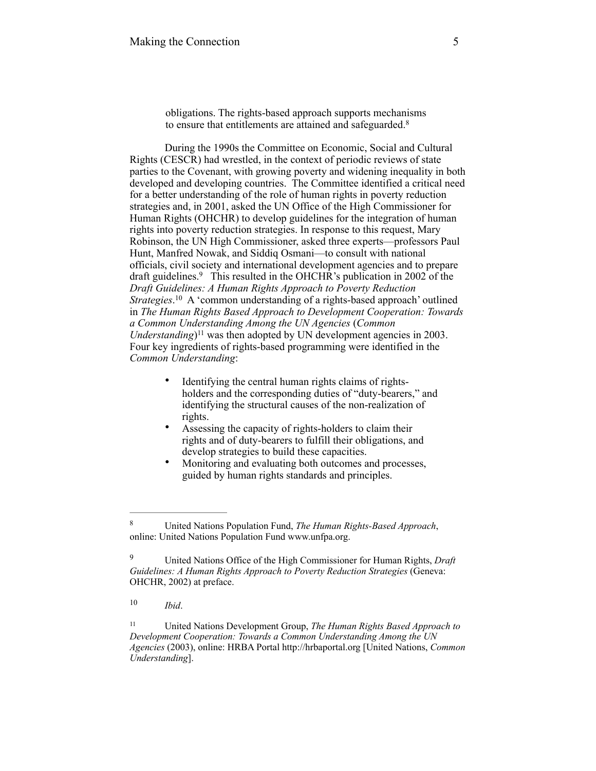> obligations. The rights-based approach supports mechanisms to ensure that entitlements are attained and safeguarded.[8]

During the 1990s the Committee on Economic, Social and Cultural Rights (CESCR) had wrestled, in the context of periodic reviews of state parties to the Covenant, with growing poverty and widening inequality in both developed and developing countries. The Committee identified a critical need for a better understanding of the role of human rights in poverty reduction strategies and, in 2001, asked the UN Office of the High Commissioner for Human Rights (OHCHR) to develop guidelines for the integration of human rights into poverty reduction strategies. In response to this request, Mary Robinson, the UN High Commissioner, asked three experts—professors Paul Hunt, Manfred Nowak, and Siddiq Osmani—to consult with national officials, civil society and international development agencies and to prepare draft guidelines.[9] This resulted in the OHCHR's publication in 2002 of the *Draft Guidelines: A Human Rights Approach to Poverty Reduction Strategies*.[10] A 'common understanding of a rights-based approach' outlined in *The Human Rights Based Approach to Development Cooperation: Towards a Common Understanding Among the UN Agencies* (*Common Understanding*)[11] was then adopted by UN development agencies in 2003. Four key ingredients of rights-based programming were identified in the *Common Understanding*:

- Identifying the central human rights claims of rights-holders and the corresponding duties of "duty-bearers," and identifying the structural causes of the non-realization of rights.
- Assessing the capacity of rights-holders to claim their rights and of duty-bearers to fulfill their obligations, and develop strategies to build these capacities.
- Monitoring and evaluating both outcomes and processes, guided by human rights standards and principles.

---

[8] United Nations Population Fund, *The Human Rights-Based Approach*, online: United Nations Population Fund www.unfpa.org.

[9] United Nations Office of the High Commissioner for Human Rights, *Draft Guidelines: A Human Rights Approach to Poverty Reduction Strategies* (Geneva: OHCHR, 2002) at preface.

[10] *Ibid*.

[11] United Nations Development Group, *The Human Rights Based Approach to Development Cooperation: Towards a Common Understanding Among the UN Agencies* (2003), online: HRBA Portal http://hrbaportal.org [United Nations, *Common Understanding*].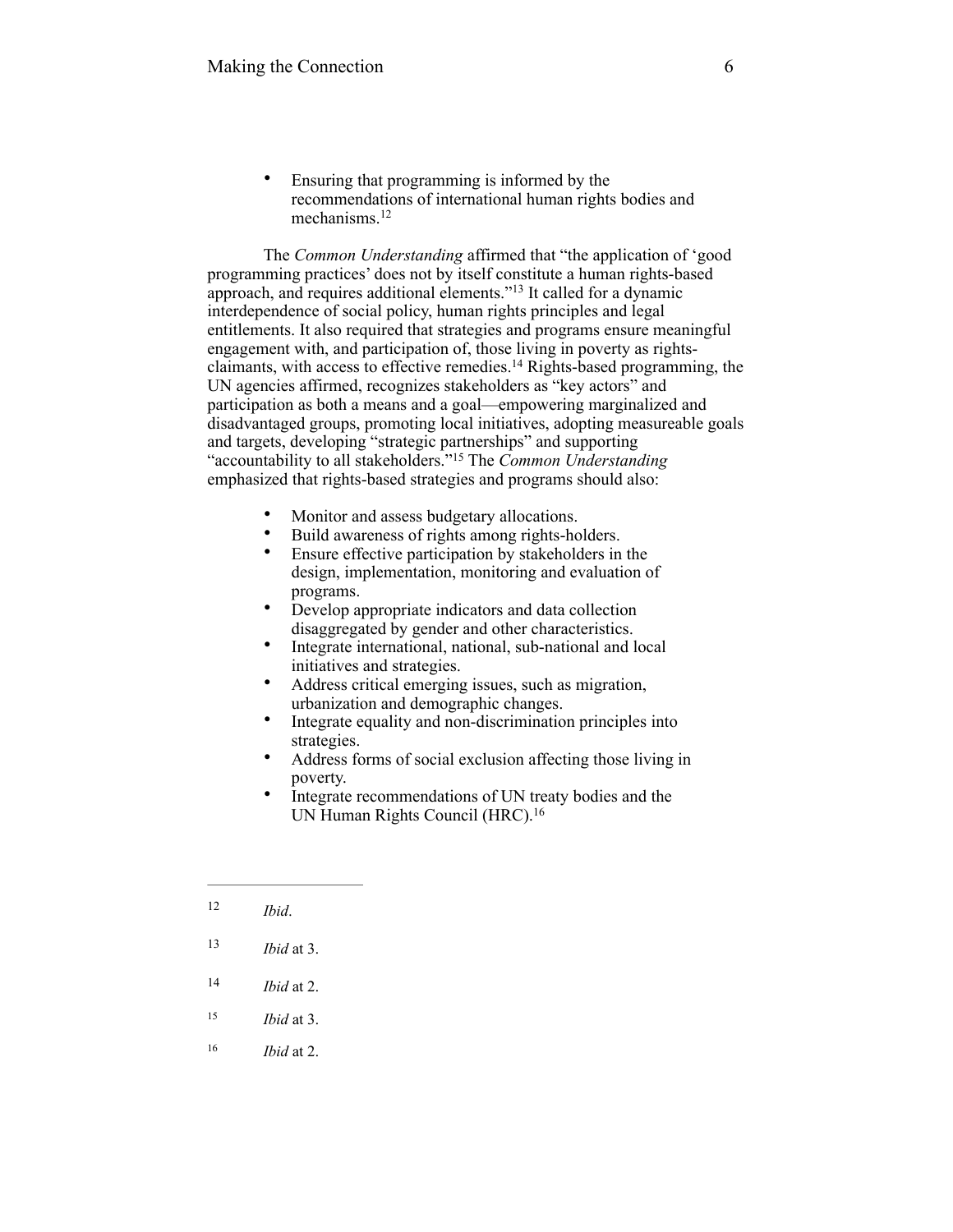- Ensuring that programming is informed by the recommendations of international human rights bodies and mechanisms.[12]

The *Common Understanding* affirmed that "the application of 'good programming practices' does not by itself constitute a human rights-based approach, and requires additional elements."[13] It called for a dynamic interdependence of social policy, human rights principles and legal entitlements. It also required that strategies and programs ensure meaningful engagement with, and participation of, those living in poverty as rights-claimants, with access to effective remedies.[14] Rights-based programming, the UN agencies affirmed, recognizes stakeholders as "key actors" and participation as both a means and a goal—empowering marginalized and disadvantaged groups, promoting local initiatives, adopting measureable goals and targets, developing "strategic partnerships" and supporting "accountability to all stakeholders."[15] The *Common Understanding* emphasized that rights-based strategies and programs should also:

- Monitor and assess budgetary allocations.
- Build awareness of rights among rights-holders.
- Ensure effective participation by stakeholders in the design, implementation, monitoring and evaluation of programs.
- Develop appropriate indicators and data collection disaggregated by gender and other characteristics.
- Integrate international, national, sub-national and local initiatives and strategies.
- Address critical emerging issues, such as migration, urbanization and demographic changes.
- Integrate equality and non-discrimination principles into strategies.
- Address forms of social exclusion affecting those living in poverty.
- Integrate recommendations of UN treaty bodies and the UN Human Rights Council (HRC).[16]

---

[12] *Ibid*.

[13] *Ibid* at 3.

[14] *Ibid* at 2.

[15] *Ibid* at 3.

[16] *Ibid* at 2.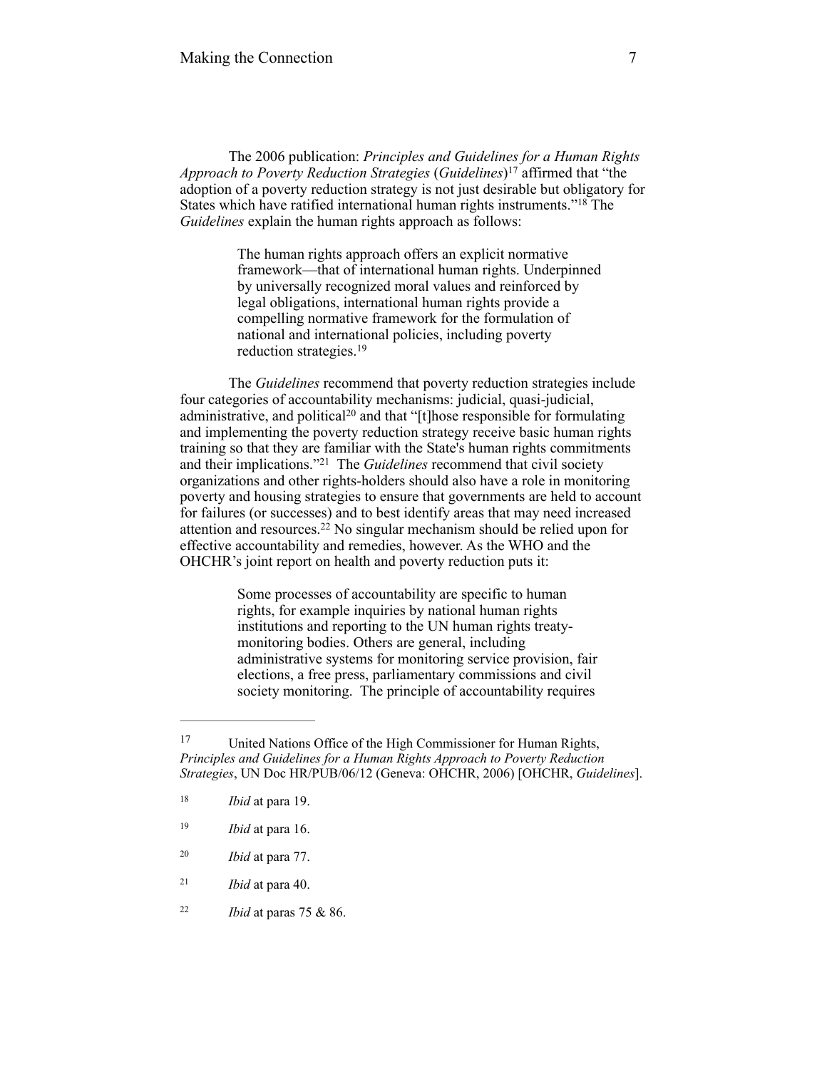The 2006 publication: *Principles and Guidelines for a Human Rights Approach to Poverty Reduction Strategies* (*Guidelines*)[17] affirmed that "the adoption of a poverty reduction strategy is not just desirable but obligatory for States which have ratified international human rights instruments."[18] The *Guidelines* explain the human rights approach as follows:

> The human rights approach offers an explicit normative framework—that of international human rights. Underpinned by universally recognized moral values and reinforced by legal obligations, international human rights provide a compelling normative framework for the formulation of national and international policies, including poverty reduction strategies.[19]

The *Guidelines* recommend that poverty reduction strategies include four categories of accountability mechanisms: judicial, quasi-judicial, administrative, and political[20] and that "[t]hose responsible for formulating and implementing the poverty reduction strategy receive basic human rights training so that they are familiar with the State's human rights commitments and their implications."[21] The *Guidelines* recommend that civil society organizations and other rights-holders should also have a role in monitoring poverty and housing strategies to ensure that governments are held to account for failures (or successes) and to best identify areas that may need increased attention and resources.[22] No singular mechanism should be relied upon for effective accountability and remedies, however. As the WHO and the OHCHR's joint report on health and poverty reduction puts it:

> Some processes of accountability are specific to human rights, for example inquiries by national human rights institutions and reporting to the UN human rights treaty-monitoring bodies. Others are general, including administrative systems for monitoring service provision, fair elections, a free press, parliamentary commissions and civil society monitoring. The principle of accountability requires

---

[17] United Nations Office of the High Commissioner for Human Rights, *Principles and Guidelines for a Human Rights Approach to Poverty Reduction Strategies*, UN Doc HR/PUB/06/12 (Geneva: OHCHR, 2006) [OHCHR, *Guidelines*].

[18] *Ibid* at para 19.

[19] *Ibid* at para 16.

[20] *Ibid* at para 77.

[21] *Ibid* at para 40.

[22] *Ibid* at paras 75 & 86.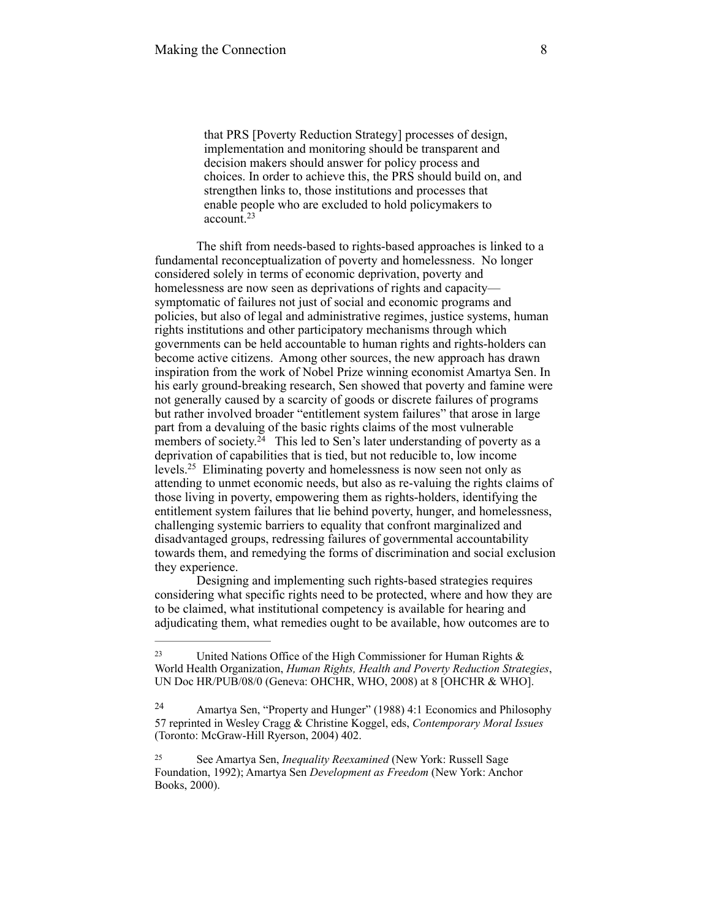> that PRS [Poverty Reduction Strategy] processes of design, implementation and monitoring should be transparent and decision makers should answer for policy process and choices. In order to achieve this, the PRS should build on, and strengthen links to, those institutions and processes that enable people who are excluded to hold policymakers to account.[23]

The shift from needs-based to rights-based approaches is linked to a fundamental reconceptualization of poverty and homelessness. No longer considered solely in terms of economic deprivation, poverty and homelessness are now seen as deprivations of rights and capacity—symptomatic of failures not just of social and economic programs and policies, but also of legal and administrative regimes, justice systems, human rights institutions and other participatory mechanisms through which governments can be held accountable to human rights and rights-holders can become active citizens. Among other sources, the new approach has drawn inspiration from the work of Nobel Prize winning economist Amartya Sen. In his early ground-breaking research, Sen showed that poverty and famine were not generally caused by a scarcity of goods or discrete failures of programs but rather involved broader "entitlement system failures" that arose in large part from a devaluing of the basic rights claims of the most vulnerable members of society.[24] This led to Sen's later understanding of poverty as a deprivation of capabilities that is tied, but not reducible to, low income levels.[25] Eliminating poverty and homelessness is now seen not only as attending to unmet economic needs, but also as re-valuing the rights claims of those living in poverty, empowering them as rights-holders, identifying the entitlement system failures that lie behind poverty, hunger, and homelessness, challenging systemic barriers to equality that confront marginalized and disadvantaged groups, redressing failures of governmental accountability towards them, and remedying the forms of discrimination and social exclusion they experience.

Designing and implementing such rights-based strategies requires considering what specific rights need to be protected, where and how they are to be claimed, what institutional competency is available for hearing and adjudicating them, what remedies ought to be available, how outcomes are to

---

[23] United Nations Office of the High Commissioner for Human Rights & World Health Organization, *Human Rights, Health and Poverty Reduction Strategies*, UN Doc HR/PUB/08/0 (Geneva: OHCHR, WHO, 2008) at 8 [OHCHR & WHO].

[24] Amartya Sen, "Property and Hunger" (1988) 4:1 Economics and Philosophy 57 reprinted in Wesley Cragg & Christine Koggel, eds, *Contemporary Moral Issues* (Toronto: McGraw-Hill Ryerson, 2004) 402.

[25] See Amartya Sen, *Inequality Reexamined* (New York: Russell Sage Foundation, 1992); Amartya Sen *Development as Freedom* (New York: Anchor Books, 2000).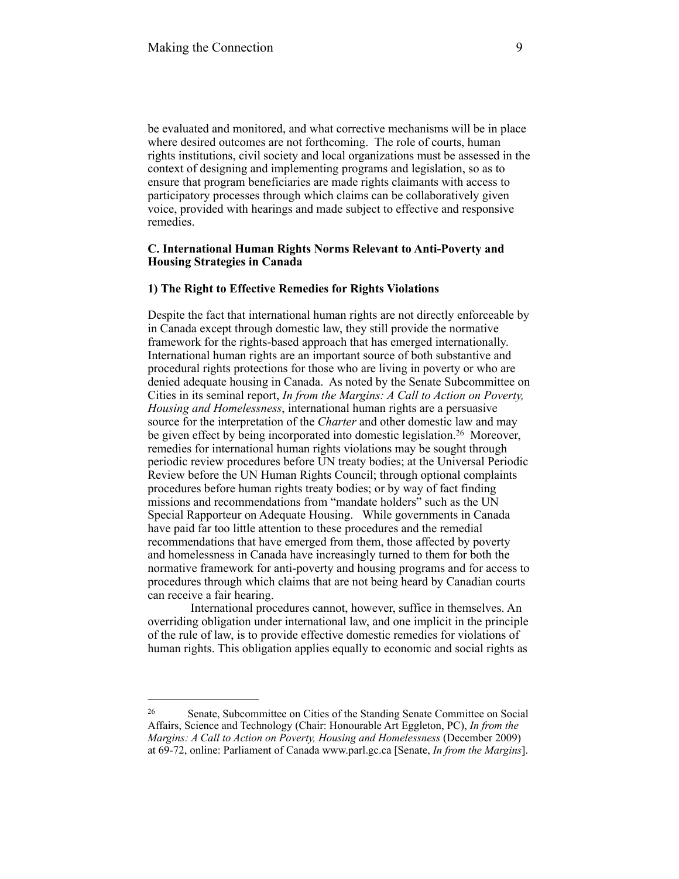be evaluated and monitored, and what corrective mechanisms will be in place where desired outcomes are not forthcoming. The role of courts, human rights institutions, civil society and local organizations must be assessed in the context of designing and implementing programs and legislation, so as to ensure that program beneficiaries are made rights claimants with access to participatory processes through which claims can be collaboratively given voice, provided with hearings and made subject to effective and responsive remedies.

### C. International Human Rights Norms Relevant to Anti-Poverty and Housing Strategies in Canada

#### 1) The Right to Effective Remedies for Rights Violations

Despite the fact that international human rights are not directly enforceable by in Canada except through domestic law, they still provide the normative framework for the rights-based approach that has emerged internationally. International human rights are an important source of both substantive and procedural rights protections for those who are living in poverty or who are denied adequate housing in Canada. As noted by the Senate Subcommittee on Cities in its seminal report, *In from the Margins: A Call to Action on Poverty, Housing and Homelessness*, international human rights are a persuasive source for the interpretation of the *Charter* and other domestic law and may be given effect by being incorporated into domestic legislation.[26] Moreover, remedies for international human rights violations may be sought through periodic review procedures before UN treaty bodies; at the Universal Periodic Review before the UN Human Rights Council; through optional complaints procedures before human rights treaty bodies; or by way of fact finding missions and recommendations from "mandate holders" such as the UN Special Rapporteur on Adequate Housing. While governments in Canada have paid far too little attention to these procedures and the remedial recommendations that have emerged from them, those affected by poverty and homelessness in Canada have increasingly turned to them for both the normative framework for anti-poverty and housing programs and for access to procedures through which claims that are not being heard by Canadian courts can receive a fair hearing.

International procedures cannot, however, suffice in themselves. An overriding obligation under international law, and one implicit in the principle of the rule of law, is to provide effective domestic remedies for violations of human rights. This obligation applies equally to economic and social rights as

---

[26] Senate, Subcommittee on Cities of the Standing Senate Committee on Social Affairs, Science and Technology (Chair: Honourable Art Eggleton, PC), *In from the Margins: A Call to Action on Poverty, Housing and Homelessness* (December 2009) at 69-72, online: Parliament of Canada www.parl.gc.ca [Senate, *In from the Margins*].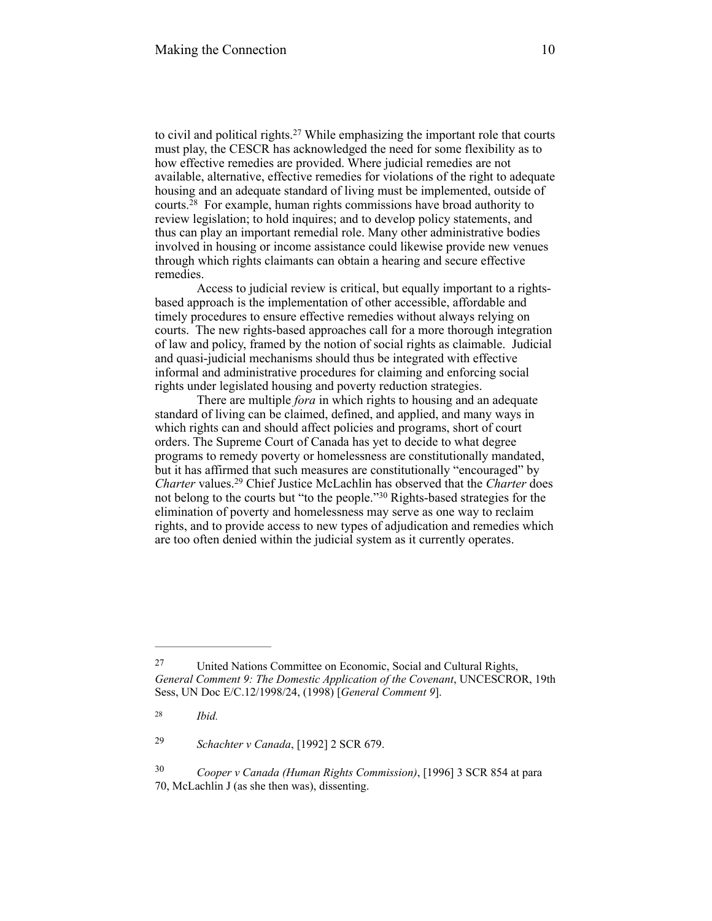to civil and political rights.[27] While emphasizing the important role that courts must play, the CESCR has acknowledged the need for some flexibility as to how effective remedies are provided. Where judicial remedies are not available, alternative, effective remedies for violations of the right to adequate housing and an adequate standard of living must be implemented, outside of courts.[28] For example, human rights commissions have broad authority to review legislation; to hold inquires; and to develop policy statements, and thus can play an important remedial role. Many other administrative bodies involved in housing or income assistance could likewise provide new venues through which rights claimants can obtain a hearing and secure effective remedies.

Access to judicial review is critical, but equally important to a rights-based approach is the implementation of other accessible, affordable and timely procedures to ensure effective remedies without always relying on courts. The new rights-based approaches call for a more thorough integration of law and policy, framed by the notion of social rights as claimable. Judicial and quasi-judicial mechanisms should thus be integrated with effective informal and administrative procedures for claiming and enforcing social rights under legislated housing and poverty reduction strategies.

There are multiple *fora* in which rights to housing and an adequate standard of living can be claimed, defined, and applied, and many ways in which rights can and should affect policies and programs, short of court orders. The Supreme Court of Canada has yet to decide to what degree programs to remedy poverty or homelessness are constitutionally mandated, but it has affirmed that such measures are constitutionally "encouraged" by *Charter* values.[29] Chief Justice McLachlin has observed that the *Charter* does not belong to the courts but "to the people."[30] Rights-based strategies for the elimination of poverty and homelessness may serve as one way to reclaim rights, and to provide access to new types of adjudication and remedies which are too often denied within the judicial system as it currently operates.

---

[27] United Nations Committee on Economic, Social and Cultural Rights, *General Comment 9: The Domestic Application of the Covenant*, UNCESCROR, 19th Sess, UN Doc E/C.12/1998/24, (1998) [*General Comment 9*].

[28] *Ibid.*

[29] *Schachter v Canada*, [1992] 2 SCR 679.

[30] *Cooper v Canada (Human Rights Commission)*, [1996] 3 SCR 854 at para 70, McLachlin J (as she then was), dissenting.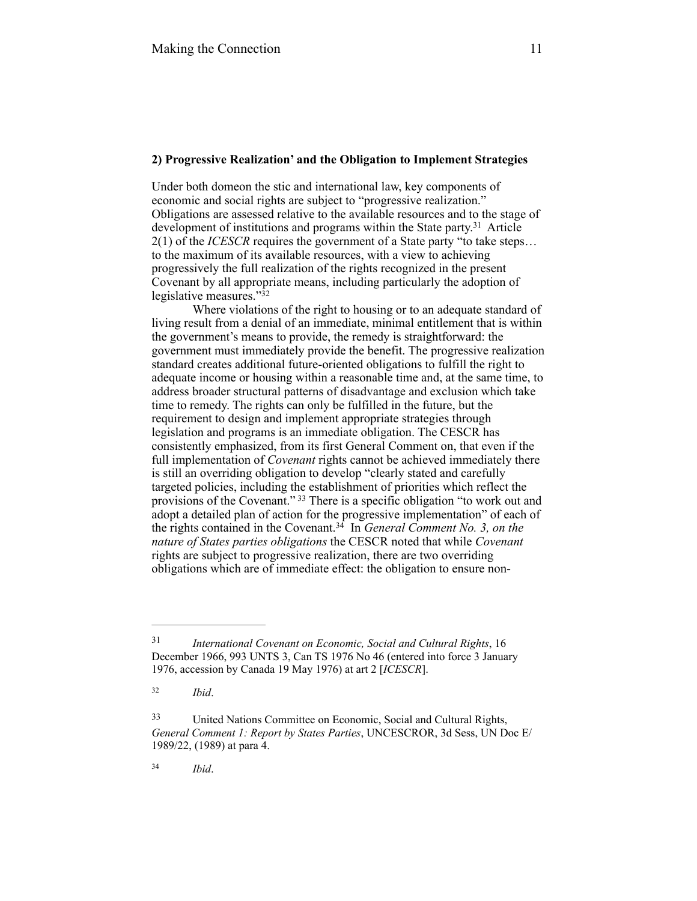### 2) Progressive Realization' and the Obligation to Implement Strategies

Under both domeon the stic and international law, key components of economic and social rights are subject to "progressive realization." Obligations are assessed relative to the available resources and to the stage of development of institutions and programs within the State party.[31] Article 2(1) of the *ICESCR* requires the government of a State party "to take steps… to the maximum of its available resources, with a view to achieving progressively the full realization of the rights recognized in the present Covenant by all appropriate means, including particularly the adoption of legislative measures."[32]

Where violations of the right to housing or to an adequate standard of living result from a denial of an immediate, minimal entitlement that is within the government's means to provide, the remedy is straightforward: the government must immediately provide the benefit. The progressive realization standard creates additional future-oriented obligations to fulfill the right to adequate income or housing within a reasonable time and, at the same time, to address broader structural patterns of disadvantage and exclusion which take time to remedy. The rights can only be fulfilled in the future, but the requirement to design and implement appropriate strategies through legislation and programs is an immediate obligation. The CESCR has consistently emphasized, from its first General Comment on, that even if the full implementation of *Covenant* rights cannot be achieved immediately there is still an overriding obligation to develop "clearly stated and carefully targeted policies, including the establishment of priorities which reflect the provisions of the Covenant."[33] There is a specific obligation "to work out and adopt a detailed plan of action for the progressive implementation" of each of the rights contained in the Covenant.[34] In *General Comment No. 3, on the nature of States parties obligations* the CESCR noted that while *Covenant* rights are subject to progressive realization, there are two overriding obligations which are of immediate effect: the obligation to ensure non-

---

[31] *International Covenant on Economic, Social and Cultural Rights*, 16 December 1966, 993 UNTS 3, Can TS 1976 No 46 (entered into force 3 January 1976, accession by Canada 19 May 1976) at art 2 [*ICESCR*].

[32] *Ibid*.

[33] United Nations Committee on Economic, Social and Cultural Rights, *General Comment 1: Report by States Parties*, UNCESCROR, 3d Sess, UN Doc E/1989/22, (1989) at para 4.

[34] *Ibid*.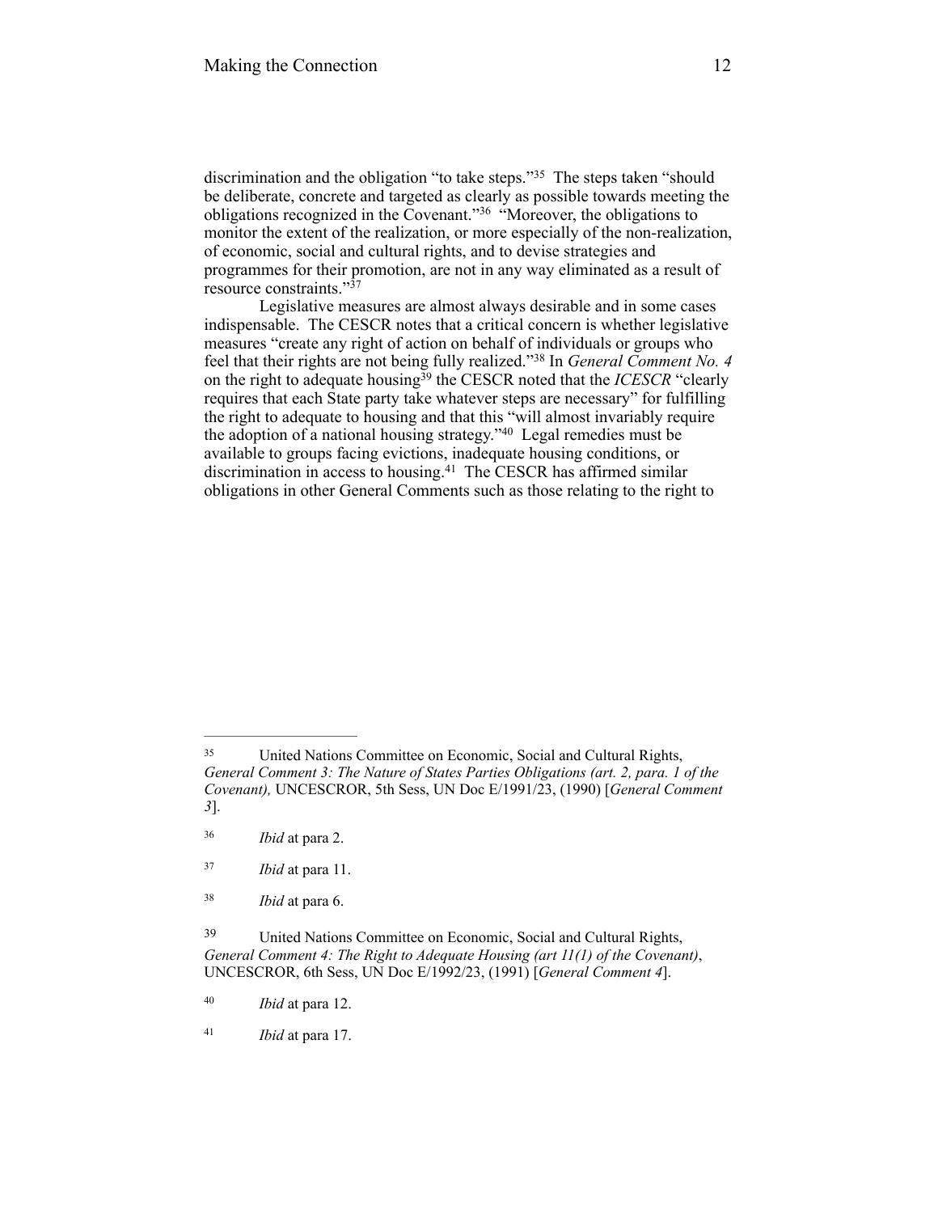discrimination and the obligation "to take steps."[35] The steps taken "should be deliberate, concrete and targeted as clearly as possible towards meeting the obligations recognized in the Covenant."[36] "Moreover, the obligations to monitor the extent of the realization, or more especially of the non-realization, of economic, social and cultural rights, and to devise strategies and programmes for their promotion, are not in any way eliminated as a result of resource constraints."[37]

Legislative measures are almost always desirable and in some cases indispensable. The CESCR notes that a critical concern is whether legislative measures "create any right of action on behalf of individuals or groups who feel that their rights are not being fully realized."[38] In *General Comment No. 4* on the right to adequate housing[39] the CESCR noted that the *ICESCR* "clearly requires that each State party take whatever steps are necessary" for fulfilling the right to adequate to housing and that this "will almost invariably require the adoption of a national housing strategy."[40] Legal remedies must be available to groups facing evictions, inadequate housing conditions, or discrimination in access to housing.[41] The CESCR has affirmed similar obligations in other General Comments such as those relating to the right to

---

[35] United Nations Committee on Economic, Social and Cultural Rights, *General Comment 3: The Nature of States Parties Obligations (art. 2, para. 1 of the Covenant),* UNCESCROR, 5th Sess, UN Doc E/1991/23, (1990) [*General Comment 3*].

[36] *Ibid* at para 2.

[37] *Ibid* at para 11.

[38] *Ibid* at para 6.

[39] United Nations Committee on Economic, Social and Cultural Rights, *General Comment 4: The Right to Adequate Housing (art 11(1) of the Covenant)*, UNCESCROR, 6th Sess, UN Doc E/1992/23, (1991) [*General Comment 4*].

[40] *Ibid* at para 12.

[41] *Ibid* at para 17.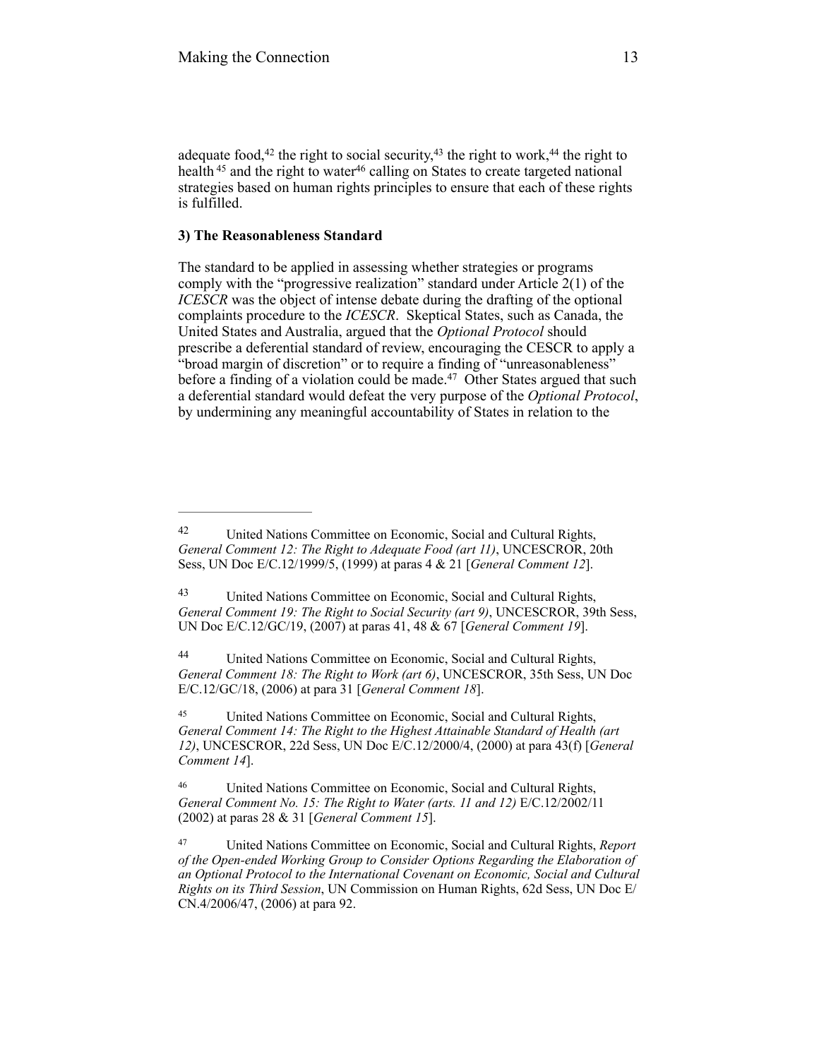adequate food,[42] the right to social security,[43] the right to work,[44] the right to health [45] and the right to water[46] calling on States to create targeted national strategies based on human rights principles to ensure that each of these rights is fulfilled.

### 3) The Reasonableness Standard

The standard to be applied in assessing whether strategies or programs comply with the "progressive realization" standard under Article 2(1) of the *ICESCR* was the object of intense debate during the drafting of the optional complaints procedure to the *ICESCR*. Skeptical States, such as Canada, the United States and Australia, argued that the *Optional Protocol* should prescribe a deferential standard of review, encouraging the CESCR to apply a "broad margin of discretion" or to require a finding of "unreasonableness" before a finding of a violation could be made.[47] Other States argued that such a deferential standard would defeat the very purpose of the *Optional Protocol*, by undermining any meaningful accountability of States in relation to the

---

[42] United Nations Committee on Economic, Social and Cultural Rights, *General Comment 12: The Right to Adequate Food (art 11)*, UNCESCROR, 20th Sess, UN Doc E/C.12/1999/5, (1999) at paras 4 & 21 [*General Comment 12*].

[43] United Nations Committee on Economic, Social and Cultural Rights, *General Comment 19: The Right to Social Security (art 9)*, UNCESCROR, 39th Sess, UN Doc E/C.12/GC/19, (2007) at paras 41, 48 & 67 [*General Comment 19*].

[44] United Nations Committee on Economic, Social and Cultural Rights, *General Comment 18: The Right to Work (art 6)*, UNCESCROR, 35th Sess, UN Doc E/C.12/GC/18, (2006) at para 31 [*General Comment 18*].

[45] United Nations Committee on Economic, Social and Cultural Rights, *General Comment 14: The Right to the Highest Attainable Standard of Health (art 12)*, UNCESCROR, 22d Sess, UN Doc E/C.12/2000/4, (2000) at para 43(f) [*General Comment 14*].

[46] United Nations Committee on Economic, Social and Cultural Rights, *General Comment No. 15: The Right to Water (arts. 11 and 12)* E/C.12/2002/11 (2002) at paras 28 & 31 [*General Comment 15*].

[47] United Nations Committee on Economic, Social and Cultural Rights, *Report of the Open-ended Working Group to Consider Options Regarding the Elaboration of an Optional Protocol to the International Covenant on Economic, Social and Cultural Rights on its Third Session*, UN Commission on Human Rights, 62d Sess, UN Doc E/CN.4/2006/47, (2006) at para 92.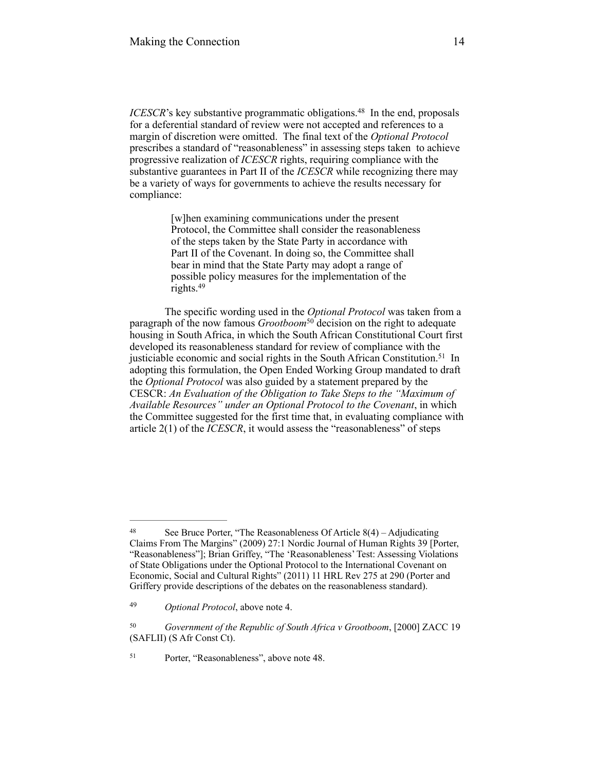*ICESCR*'s key substantive programmatic obligations.[48] In the end, proposals for a deferential standard of review were not accepted and references to a margin of discretion were omitted. The final text of the *Optional Protocol* prescribes a standard of "reasonableness" in assessing steps taken to achieve progressive realization of *ICESCR* rights, requiring compliance with the substantive guarantees in Part II of the *ICESCR* while recognizing there may be a variety of ways for governments to achieve the results necessary for compliance:

> [w]hen examining communications under the present Protocol, the Committee shall consider the reasonableness of the steps taken by the State Party in accordance with Part II of the Covenant. In doing so, the Committee shall bear in mind that the State Party may adopt a range of possible policy measures for the implementation of the rights.[49]

The specific wording used in the *Optional Protocol* was taken from a paragraph of the now famous *Grootboom*[50] decision on the right to adequate housing in South Africa, in which the South African Constitutional Court first developed its reasonableness standard for review of compliance with the justiciable economic and social rights in the South African Constitution.[51] In adopting this formulation, the Open Ended Working Group mandated to draft the *Optional Protocol* was also guided by a statement prepared by the CESCR: *An Evaluation of the Obligation to Take Steps to the "Maximum of Available Resources" under an Optional Protocol to the Covenant*, in which the Committee suggested for the first time that, in evaluating compliance with article 2(1) of the *ICESCR*, it would assess the "reasonableness" of steps

---

[48] See Bruce Porter, "The Reasonableness Of Article 8(4) – Adjudicating Claims From The Margins" (2009) 27:1 Nordic Journal of Human Rights 39 [Porter, "Reasonableness"]; Brian Griffey, "The 'Reasonableness' Test: Assessing Violations of State Obligations under the Optional Protocol to the International Covenant on Economic, Social and Cultural Rights" (2011) 11 HRL Rev 275 at 290 (Porter and Griffery provide descriptions of the debates on the reasonableness standard).

[49] *Optional Protocol*, above note 4.

[50] *Government of the Republic of South Africa v Grootboom*, [2000] ZACC 19 (SAFLII) (S Afr Const Ct).

[51] Porter, "Reasonableness", above note 48.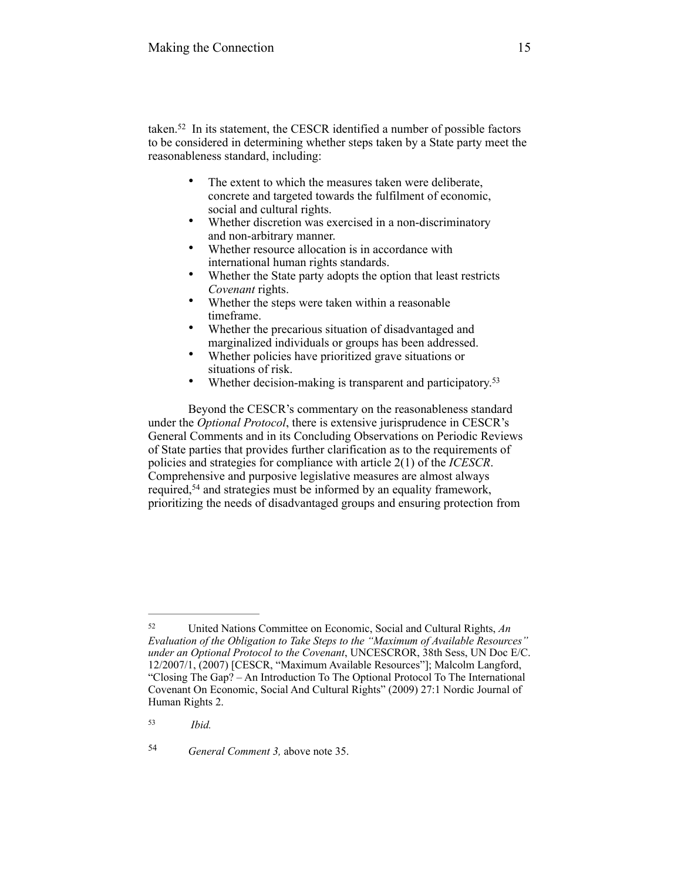taken.[52] In its statement, the CESCR identified a number of possible factors to be considered in determining whether steps taken by a State party meet the reasonableness standard, including:

- The extent to which the measures taken were deliberate, concrete and targeted towards the fulfilment of economic, social and cultural rights.
- Whether discretion was exercised in a non-discriminatory and non-arbitrary manner.
- Whether resource allocation is in accordance with international human rights standards.
- Whether the State party adopts the option that least restricts *Covenant* rights.
- Whether the steps were taken within a reasonable timeframe.
- Whether the precarious situation of disadvantaged and marginalized individuals or groups has been addressed.
- Whether policies have prioritized grave situations or situations of risk.
- Whether decision-making is transparent and participatory.[53]

Beyond the CESCR's commentary on the reasonableness standard under the *Optional Protocol*, there is extensive jurisprudence in CESCR's General Comments and in its Concluding Observations on Periodic Reviews of State parties that provides further clarification as to the requirements of policies and strategies for compliance with article 2(1) of the *ICESCR*. Comprehensive and purposive legislative measures are almost always required,[54] and strategies must be informed by an equality framework, prioritizing the needs of disadvantaged groups and ensuring protection from

---

[52] United Nations Committee on Economic, Social and Cultural Rights, *An Evaluation of the Obligation to Take Steps to the "Maximum of Available Resources" under an Optional Protocol to the Covenant*, UNCESCROR, 38th Sess, UN Doc E/C. 12/2007/1, (2007) [CESCR, "Maximum Available Resources"]; Malcolm Langford, "Closing The Gap? – An Introduction To The Optional Protocol To The International Covenant On Economic, Social And Cultural Rights" (2009) 27:1 Nordic Journal of Human Rights 2.

[53] *Ibid.*

[54] *General Comment 3,* above note 35.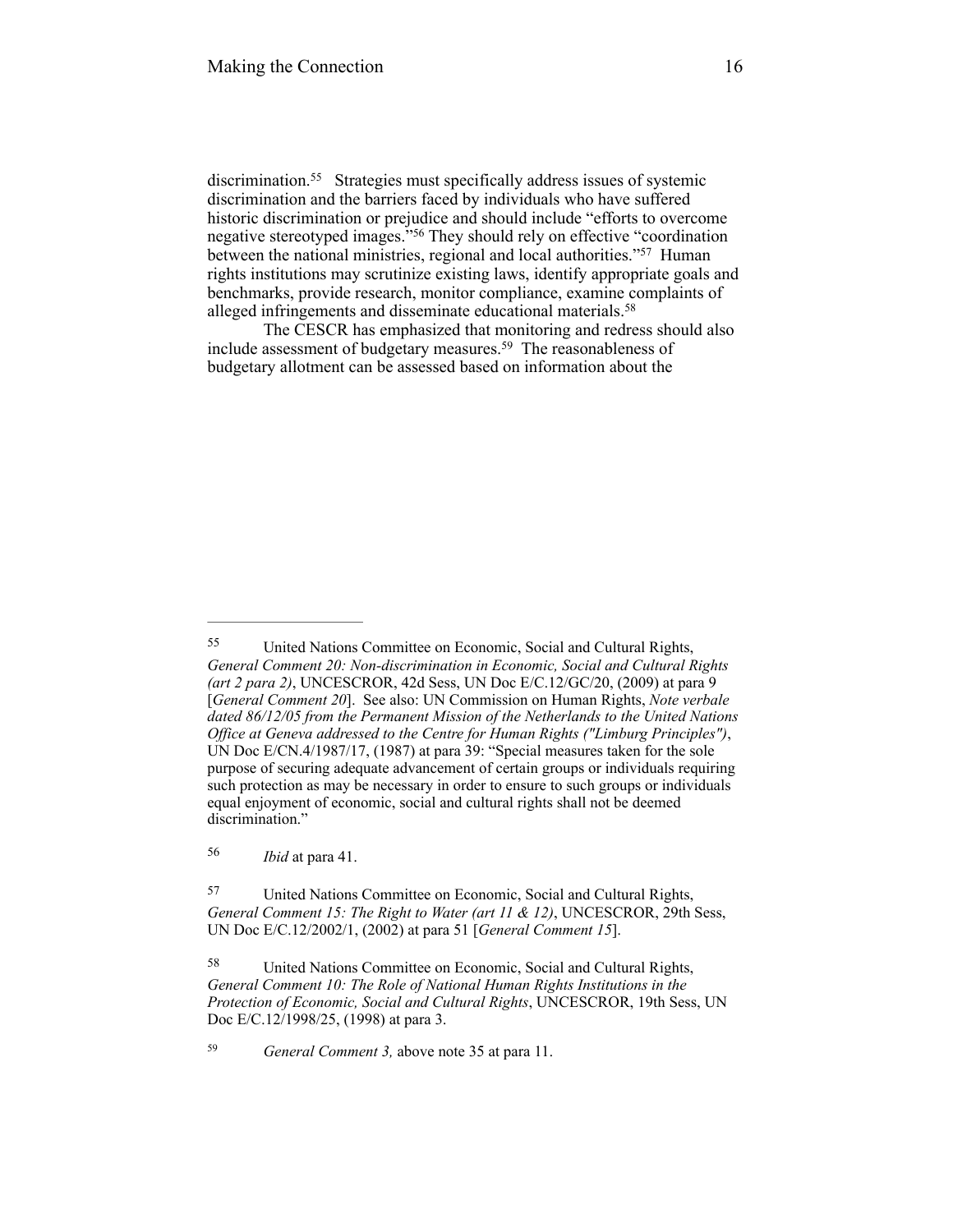discrimination.[55] Strategies must specifically address issues of systemic discrimination and the barriers faced by individuals who have suffered historic discrimination or prejudice and should include "efforts to overcome negative stereotyped images."[56] They should rely on effective "coordination between the national ministries, regional and local authorities."[57] Human rights institutions may scrutinize existing laws, identify appropriate goals and benchmarks, provide research, monitor compliance, examine complaints of alleged infringements and disseminate educational materials.[58]

The CESCR has emphasized that monitoring and redress should also include assessment of budgetary measures.[59] The reasonableness of budgetary allotment can be assessed based on information about the

---

[55] United Nations Committee on Economic, Social and Cultural Rights, *General Comment 20: Non-discrimination in Economic, Social and Cultural Rights (art 2 para 2)*, UNCESCROR, 42d Sess, UN Doc E/C.12/GC/20, (2009) at para 9 [*General Comment 20*]. See also: UN Commission on Human Rights, *Note verbale dated 86/12/05 from the Permanent Mission of the Netherlands to the United Nations Office at Geneva addressed to the Centre for Human Rights ("Limburg Principles")*, UN Doc E/CN.4/1987/17, (1987) at para 39: "Special measures taken for the sole purpose of securing adequate advancement of certain groups or individuals requiring such protection as may be necessary in order to ensure to such groups or individuals equal enjoyment of economic, social and cultural rights shall not be deemed discrimination."

[56] *Ibid* at para 41.

[57] United Nations Committee on Economic, Social and Cultural Rights, *General Comment 15: The Right to Water (art 11 & 12)*, UNCESCROR, 29th Sess, UN Doc E/C.12/2002/1, (2002) at para 51 [*General Comment 15*].

[58] United Nations Committee on Economic, Social and Cultural Rights, *General Comment 10: The Role of National Human Rights Institutions in the Protection of Economic, Social and Cultural Rights*, UNCESCROR, 19th Sess, UN Doc E/C.12/1998/25, (1998) at para 3.

[59] *General Comment 3,* above note 35 at para 11.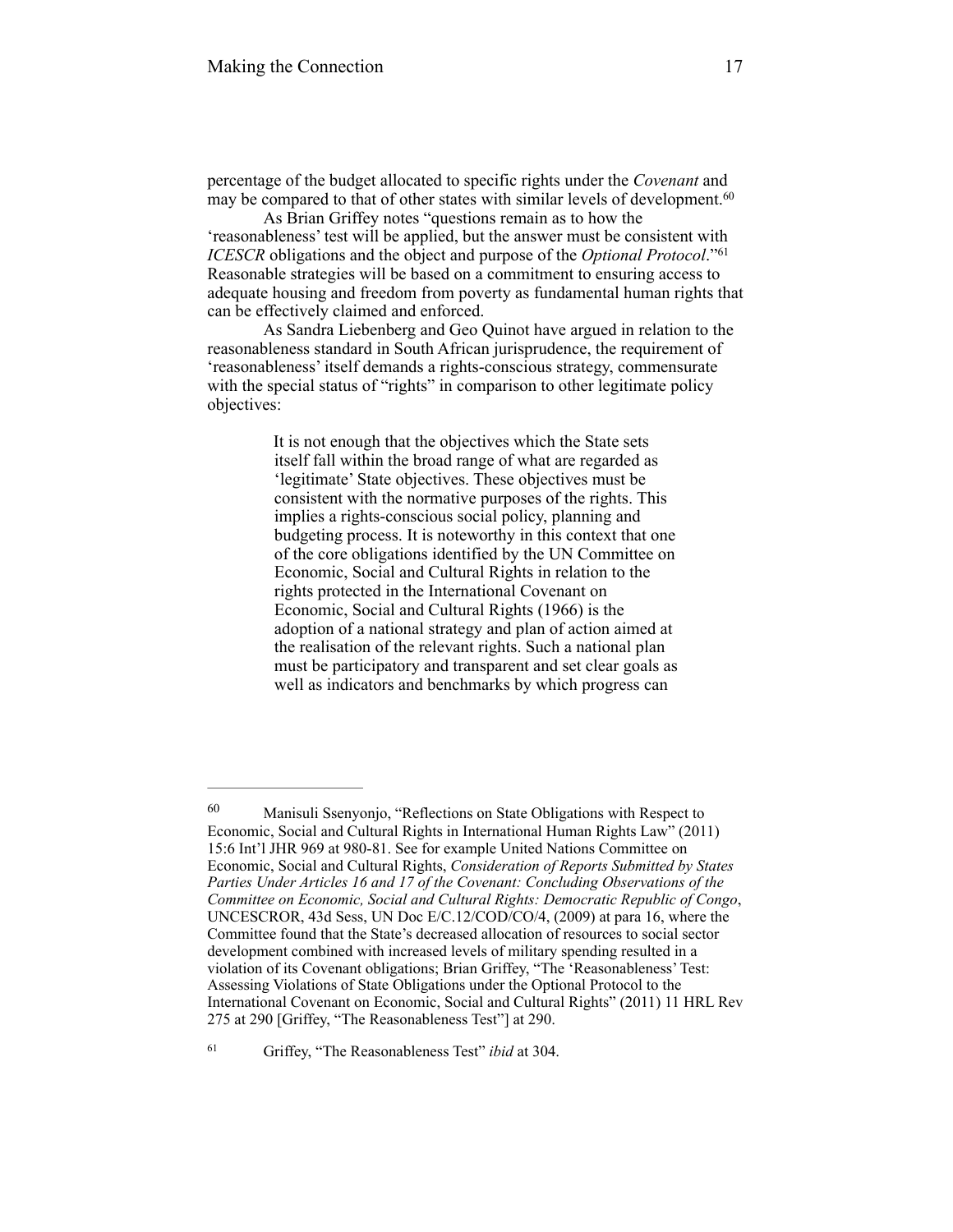percentage of the budget allocated to specific rights under the *Covenant* and may be compared to that of other states with similar levels of development.[60]

As Brian Griffey notes "questions remain as to how the 'reasonableness' test will be applied, but the answer must be consistent with *ICESCR* obligations and the object and purpose of the *Optional Protocol*."[61] Reasonable strategies will be based on a commitment to ensuring access to adequate housing and freedom from poverty as fundamental human rights that can be effectively claimed and enforced.

As Sandra Liebenberg and Geo Quinot have argued in relation to the reasonableness standard in South African jurisprudence, the requirement of 'reasonableness' itself demands a rights-conscious strategy, commensurate with the special status of "rights" in comparison to other legitimate policy objectives:

> It is not enough that the objectives which the State sets itself fall within the broad range of what are regarded as 'legitimate' State objectives. These objectives must be consistent with the normative purposes of the rights. This implies a rights-conscious social policy, planning and budgeting process. It is noteworthy in this context that one of the core obligations identified by the UN Committee on Economic, Social and Cultural Rights in relation to the rights protected in the International Covenant on Economic, Social and Cultural Rights (1966) is the adoption of a national strategy and plan of action aimed at the realisation of the relevant rights. Such a national plan must be participatory and transparent and set clear goals as well as indicators and benchmarks by which progress can

---

[60] Manisuli Ssenyonjo, "Reflections on State Obligations with Respect to Economic, Social and Cultural Rights in International Human Rights Law" (2011) 15:6 Int'l JHR 969 at 980-81. See for example United Nations Committee on Economic, Social and Cultural Rights, *Consideration of Reports Submitted by States Parties Under Articles 16 and 17 of the Covenant: Concluding Observations of the Committee on Economic, Social and Cultural Rights: Democratic Republic of Congo*, UNCESCROR, 43d Sess, UN Doc E/C.12/COD/CO/4, (2009) at para 16, where the Committee found that the State's decreased allocation of resources to social sector development combined with increased levels of military spending resulted in a violation of its Covenant obligations; Brian Griffey, "The 'Reasonableness' Test: Assessing Violations of State Obligations under the Optional Protocol to the International Covenant on Economic, Social and Cultural Rights" (2011) 11 HRL Rev 275 at 290 [Griffey, "The Reasonableness Test"] at 290.

[61] Griffey, "The Reasonableness Test" *ibid* at 304.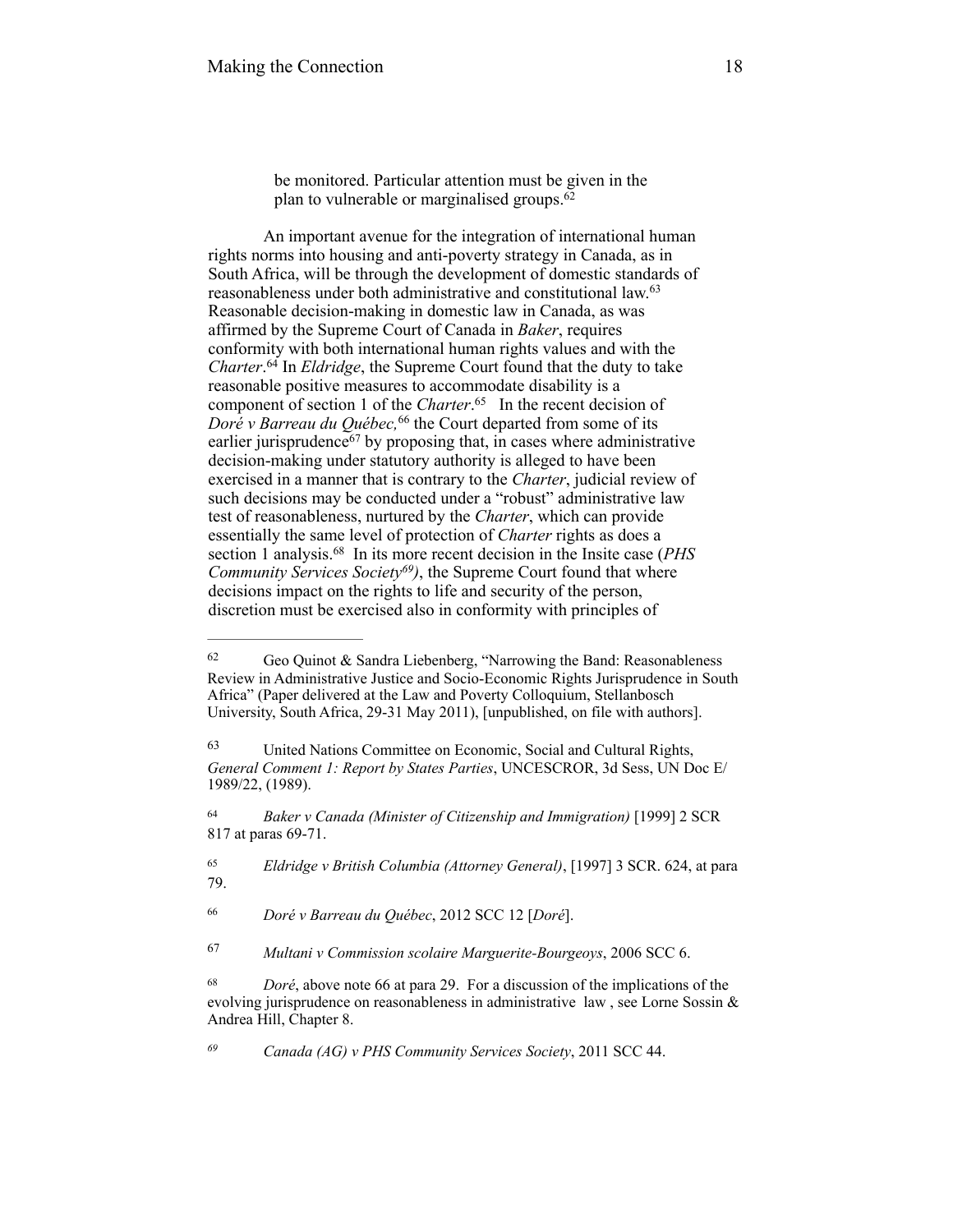> be monitored. Particular attention must be given in the plan to vulnerable or marginalised groups.[62]

An important avenue for the integration of international human rights norms into housing and anti-poverty strategy in Canada, as in South Africa, will be through the development of domestic standards of reasonableness under both administrative and constitutional law.[63] Reasonable decision-making in domestic law in Canada, as was affirmed by the Supreme Court of Canada in *Baker*, requires conformity with both international human rights values and with the *Charter*.[64] In *Eldridge*, the Supreme Court found that the duty to take reasonable positive measures to accommodate disability is a component of section 1 of the *Charter*.[65] In the recent decision of *Doré v Barreau du Québec,*[66] the Court departed from some of its earlier jurisprudence[67] by proposing that, in cases where administrative decision-making under statutory authority is alleged to have been exercised in a manner that is contrary to the *Charter*, judicial review of such decisions may be conducted under a "robust" administrative law test of reasonableness, nurtured by the *Charter*, which can provide essentially the same level of protection of *Charter* rights as does a section 1 analysis.[68] In its more recent decision in the Insite case (*PHS Community Services Society*[69]), the Supreme Court found that where decisions impact on the rights to life and security of the person, discretion must be exercised also in conformity with principles of

---

[62] Geo Quinot & Sandra Liebenberg, "Narrowing the Band: Reasonableness Review in Administrative Justice and Socio-Economic Rights Jurisprudence in South Africa" (Paper delivered at the Law and Poverty Colloquium, Stellanbosch University, South Africa, 29-31 May 2011), [unpublished, on file with authors].

[63] United Nations Committee on Economic, Social and Cultural Rights, *General Comment 1: Report by States Parties*, UNCESCROR, 3d Sess, UN Doc E/1989/22, (1989).

[64] *Baker v Canada (Minister of Citizenship and Immigration)* [1999] 2 SCR 817 at paras 69-71.

[65] *Eldridge v British Columbia (Attorney General)*, [1997] 3 SCR. 624, at para 79.

[66] *Doré v Barreau du Québec*, 2012 SCC 12 [*Doré*].

[67] *Multani v Commission scolaire Marguerite-Bourgeoys*, 2006 SCC 6.

[68] *Doré*, above note 66 at para 29. For a discussion of the implications of the evolving jurisprudence on reasonableness in administrative law , see Lorne Sossin & Andrea Hill, Chapter 8.

[69] *Canada (AG) v PHS Community Services Society*, 2011 SCC 44.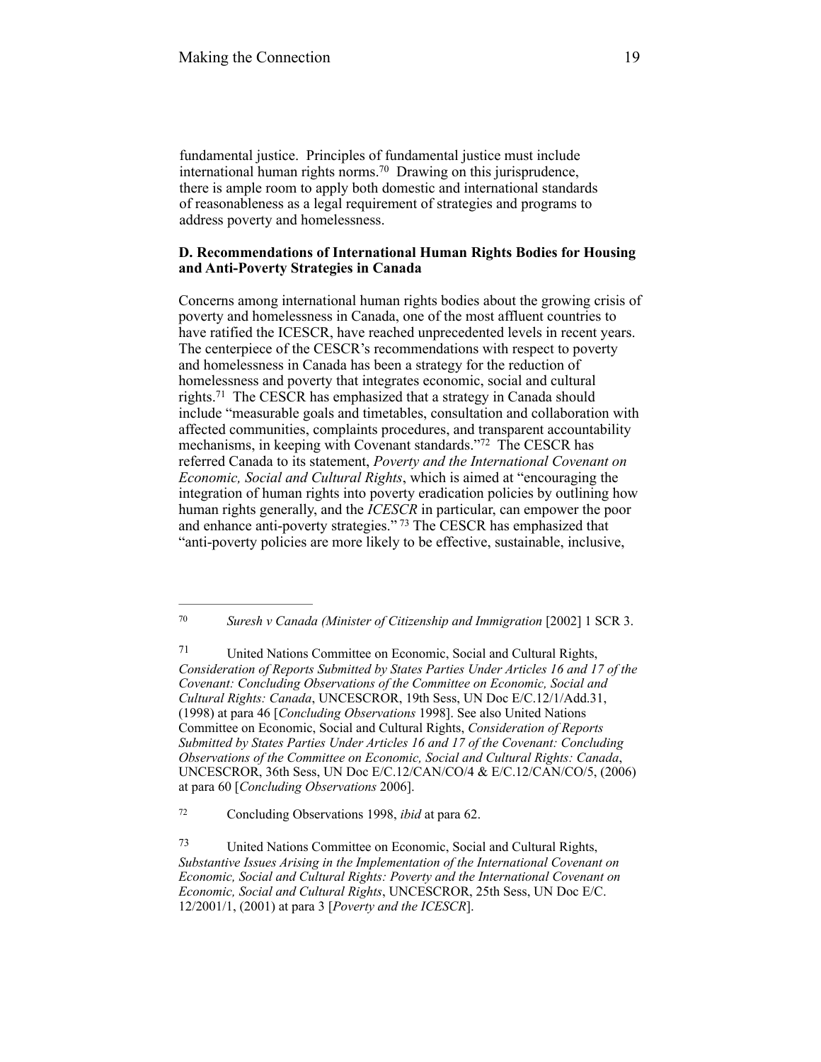fundamental justice. Principles of fundamental justice must include international human rights norms.[70] Drawing on this jurisprudence, there is ample room to apply both domestic and international standards of reasonableness as a legal requirement of strategies and programs to address poverty and homelessness.

**D. Recommendations of International Human Rights Bodies for Housing and Anti-Poverty Strategies in Canada**

Concerns among international human rights bodies about the growing crisis of poverty and homelessness in Canada, one of the most affluent countries to have ratified the ICESCR, have reached unprecedented levels in recent years. The centerpiece of the CESCR's recommendations with respect to poverty and homelessness in Canada has been a strategy for the reduction of homelessness and poverty that integrates economic, social and cultural rights.[71] The CESCR has emphasized that a strategy in Canada should include "measurable goals and timetables, consultation and collaboration with affected communities, complaints procedures, and transparent accountability mechanisms, in keeping with Covenant standards."[72] The CESCR has referred Canada to its statement, *Poverty and the International Covenant on Economic, Social and Cultural Rights*, which is aimed at "encouraging the integration of human rights into poverty eradication policies by outlining how human rights generally, and the *ICESCR* in particular, can empower the poor and enhance anti-poverty strategies."[73] The CESCR has emphasized that "anti-poverty policies are more likely to be effective, sustainable, inclusive,

---

[70] *Suresh v Canada (Minister of Citizenship and Immigration* [2002] 1 SCR 3.

[71] United Nations Committee on Economic, Social and Cultural Rights, *Consideration of Reports Submitted by States Parties Under Articles 16 and 17 of the Covenant: Concluding Observations of the Committee on Economic, Social and Cultural Rights: Canada*, UNCESCROR, 19th Sess, UN Doc E/C.12/1/Add.31, (1998) at para 46 [*Concluding Observations* 1998]. See also United Nations Committee on Economic, Social and Cultural Rights, *Consideration of Reports Submitted by States Parties Under Articles 16 and 17 of the Covenant: Concluding Observations of the Committee on Economic, Social and Cultural Rights: Canada*, UNCESCROR, 36th Sess, UN Doc E/C.12/CAN/CO/4 & E/C.12/CAN/CO/5, (2006) at para 60 [*Concluding Observations* 2006].

[72] Concluding Observations 1998, *ibid* at para 62.

[73] United Nations Committee on Economic, Social and Cultural Rights, *Substantive Issues Arising in the Implementation of the International Covenant on Economic, Social and Cultural Rights: Poverty and the International Covenant on Economic, Social and Cultural Rights*, UNCESCROR, 25th Sess, UN Doc E/C. 12/2001/1, (2001) at para 3 [*Poverty and the ICESCR*].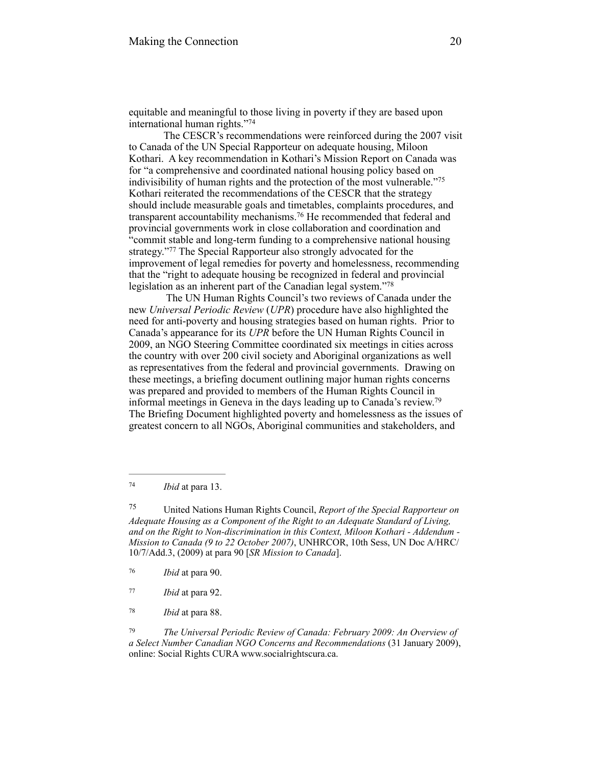equitable and meaningful to those living in poverty if they are based upon international human rights."[74]

The CESCR's recommendations were reinforced during the 2007 visit to Canada of the UN Special Rapporteur on adequate housing, Miloon Kothari. A key recommendation in Kothari's Mission Report on Canada was for "a comprehensive and coordinated national housing policy based on indivisibility of human rights and the protection of the most vulnerable."[75] Kothari reiterated the recommendations of the CESCR that the strategy should include measurable goals and timetables, complaints procedures, and transparent accountability mechanisms.[76] He recommended that federal and provincial governments work in close collaboration and coordination and "commit stable and long-term funding to a comprehensive national housing strategy."[77] The Special Rapporteur also strongly advocated for the improvement of legal remedies for poverty and homelessness, recommending that the "right to adequate housing be recognized in federal and provincial legislation as an inherent part of the Canadian legal system."[78]

The UN Human Rights Council's two reviews of Canada under the new *Universal Periodic Review* (*UPR*) procedure have also highlighted the need for anti-poverty and housing strategies based on human rights. Prior to Canada's appearance for its *UPR* before the UN Human Rights Council in 2009, an NGO Steering Committee coordinated six meetings in cities across the country with over 200 civil society and Aboriginal organizations as well as representatives from the federal and provincial governments. Drawing on these meetings, a briefing document outlining major human rights concerns was prepared and provided to members of the Human Rights Council in informal meetings in Geneva in the days leading up to Canada's review.[79] The Briefing Document highlighted poverty and homelessness as the issues of greatest concern to all NGOs, Aboriginal communities and stakeholders, and

---

[74] *Ibid* at para 13.

[75] United Nations Human Rights Council, *Report of the Special Rapporteur on Adequate Housing as a Component of the Right to an Adequate Standard of Living, and on the Right to Non-discrimination in this Context, Miloon Kothari - Addendum - Mission to Canada (9 to 22 October 2007)*, UNHRCOR, 10th Sess, UN Doc A/HRC/10/7/Add.3, (2009) at para 90 [*SR Mission to Canada*].

[76] *Ibid* at para 90.

[77] *Ibid* at para 92.

[78] *Ibid* at para 88.

[79] *The Universal Periodic Review of Canada: February 2009: An Overview of a Select Number Canadian NGO Concerns and Recommendations* (31 January 2009), online: Social Rights CURA www.socialrightscura.ca.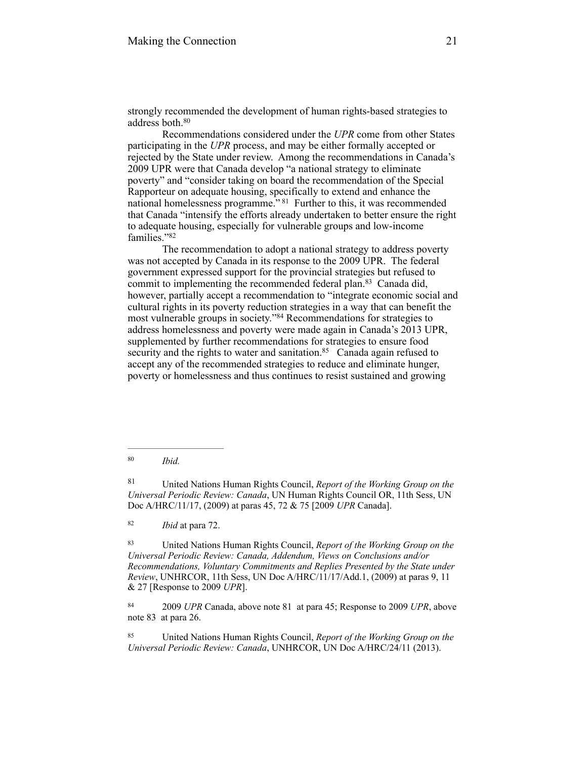strongly recommended the development of human rights-based strategies to address both.[80]

Recommendations considered under the *UPR* come from other States participating in the *UPR* process, and may be either formally accepted or rejected by the State under review. Among the recommendations in Canada's 2009 UPR were that Canada develop "a national strategy to eliminate poverty" and "consider taking on board the recommendation of the Special Rapporteur on adequate housing, specifically to extend and enhance the national homelessness programme."[81] Further to this, it was recommended that Canada "intensify the efforts already undertaken to better ensure the right to adequate housing, especially for vulnerable groups and low-income families."[82]

The recommendation to adopt a national strategy to address poverty was not accepted by Canada in its response to the 2009 UPR. The federal government expressed support for the provincial strategies but refused to commit to implementing the recommended federal plan.[83] Canada did, however, partially accept a recommendation to "integrate economic social and cultural rights in its poverty reduction strategies in a way that can benefit the most vulnerable groups in society."[84] Recommendations for strategies to address homelessness and poverty were made again in Canada's 2013 UPR, supplemented by further recommendations for strategies to ensure food security and the rights to water and sanitation.[85] Canada again refused to accept any of the recommended strategies to reduce and eliminate hunger, poverty or homelessness and thus continues to resist sustained and growing

---

[80] *Ibid.*

[81] United Nations Human Rights Council, *Report of the Working Group on the Universal Periodic Review: Canada*, UN Human Rights Council OR, 11th Sess, UN Doc A/HRC/11/17, (2009) at paras 45, 72 & 75 [2009 *UPR* Canada].

[82] *Ibid* at para 72.

[83] United Nations Human Rights Council, *Report of the Working Group on the Universal Periodic Review: Canada, Addendum, Views on Conclusions and/or Recommendations, Voluntary Commitments and Replies Presented by the State under Review*, UNHRCOR, 11th Sess, UN Doc A/HRC/11/17/Add.1, (2009) at paras 9, 11 & 27 [Response to 2009 *UPR*].

[84] 2009 *UPR* Canada, above note 81 at para 45; Response to 2009 *UPR*, above note 83 at para 26.

[85] United Nations Human Rights Council, *Report of the Working Group on the Universal Periodic Review: Canada*, UNHRCOR, UN Doc A/HRC/24/11 (2013).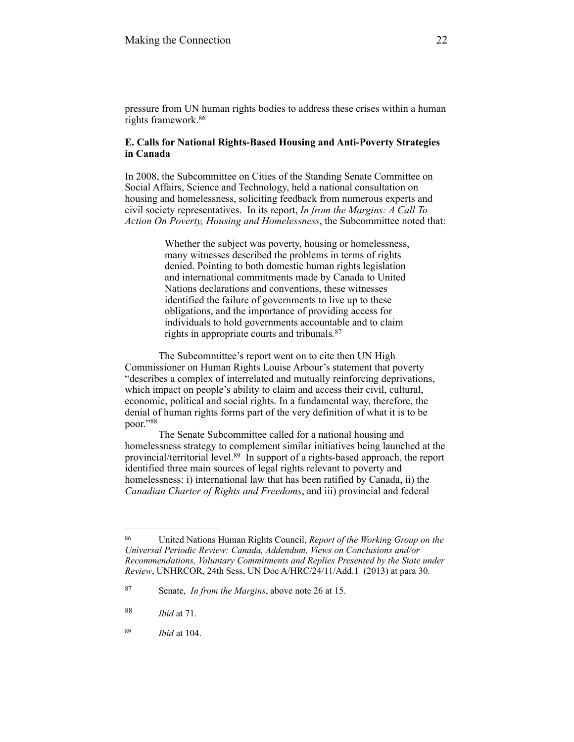pressure from UN human rights bodies to address these crises within a human rights framework.[86]

**E. Calls for National Rights-Based Housing and Anti-Poverty Strategies in Canada**

In 2008, the Subcommittee on Cities of the Standing Senate Committee on Social Affairs, Science and Technology, held a national consultation on housing and homelessness, soliciting feedback from numerous experts and civil society representatives. In its report, *In from the Margins: A Call To Action On Poverty, Housing and Homelessness*, the Subcommittee noted that:

> Whether the subject was poverty, housing or homelessness, many witnesses described the problems in terms of rights denied. Pointing to both domestic human rights legislation and international commitments made by Canada to United Nations declarations and conventions, these witnesses identified the failure of governments to live up to these obligations, and the importance of providing access for individuals to hold governments accountable and to claim rights in appropriate courts and tribunals.[87]

The Subcommittee's report went on to cite then UN High Commissioner on Human Rights Louise Arbour's statement that poverty "describes a complex of interrelated and mutually reinforcing deprivations, which impact on people's ability to claim and access their civil, cultural, economic, political and social rights. In a fundamental way, therefore, the denial of human rights forms part of the very definition of what it is to be poor."[88]

The Senate Subcommittee called for a national housing and homelessness strategy to complement similar initiatives being launched at the provincial/territorial level.[89] In support of a rights-based approach, the report identified three main sources of legal rights relevant to poverty and homelessness: i) international law that has been ratified by Canada, ii) the *Canadian Charter of Rights and Freedoms*, and iii) provincial and federal

---

[86] United Nations Human Rights Council, *Report of the Working Group on the Universal Periodic Review: Canada, Addendum, Views on Conclusions and/or Recommendations, Voluntary Commitments and Replies Presented by the State under Review*, UNHRCOR, 24th Sess, UN Doc A/HRC/24/11/Add.1 (2013) at para 30.

[87] Senate, *In from the Margins*, above note 26 at 15.

[88] *Ibid* at 71.

[89] *Ibid* at 104.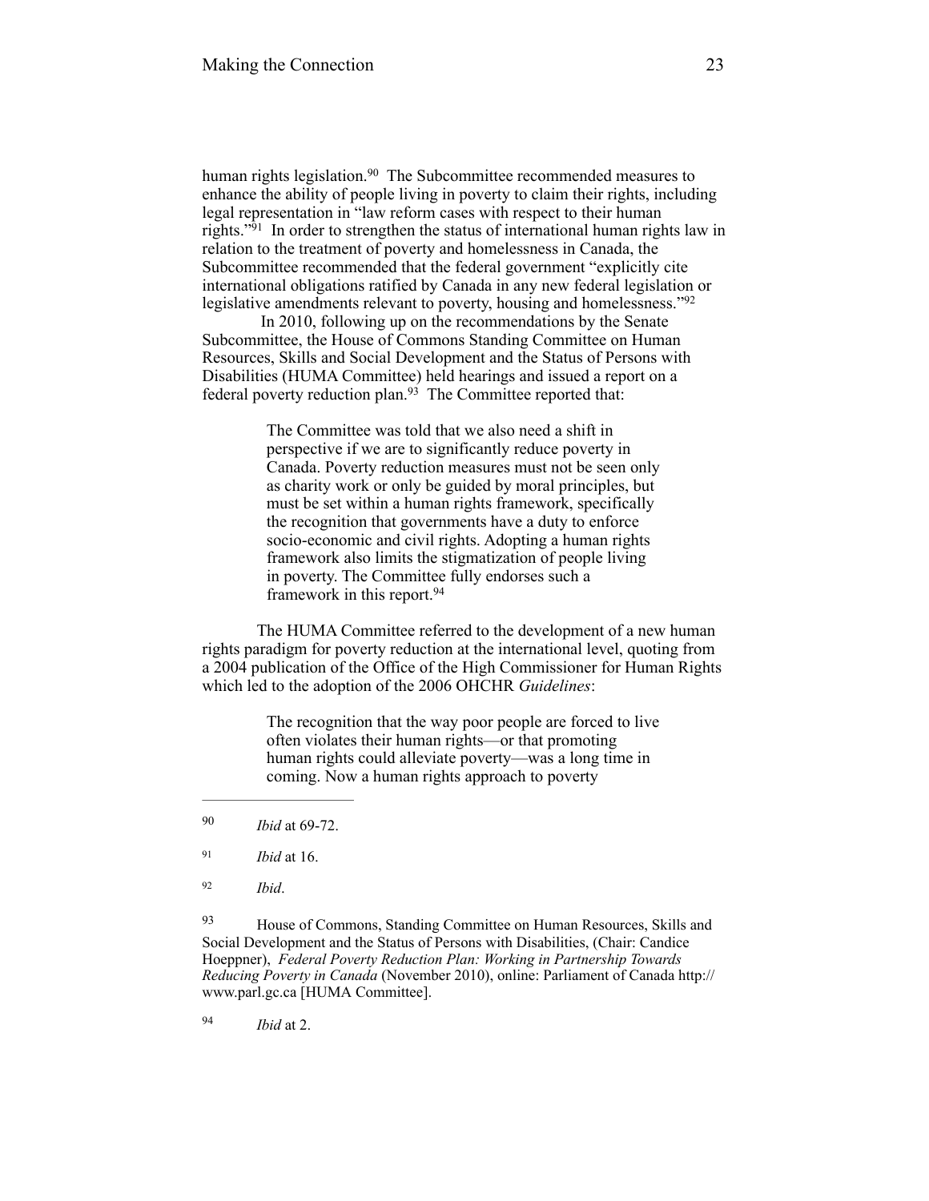human rights legislation.[90] The Subcommittee recommended measures to enhance the ability of people living in poverty to claim their rights, including legal representation in "law reform cases with respect to their human rights."[91] In order to strengthen the status of international human rights law in relation to the treatment of poverty and homelessness in Canada, the Subcommittee recommended that the federal government "explicitly cite international obligations ratified by Canada in any new federal legislation or legislative amendments relevant to poverty, housing and homelessness."[92]

In 2010, following up on the recommendations by the Senate Subcommittee, the House of Commons Standing Committee on Human Resources, Skills and Social Development and the Status of Persons with Disabilities (HUMA Committee) held hearings and issued a report on a federal poverty reduction plan.[93] The Committee reported that:

> The Committee was told that we also need a shift in perspective if we are to significantly reduce poverty in Canada. Poverty reduction measures must not be seen only as charity work or only be guided by moral principles, but must be set within a human rights framework, specifically the recognition that governments have a duty to enforce socio-economic and civil rights. Adopting a human rights framework also limits the stigmatization of people living in poverty. The Committee fully endorses such a framework in this report.[94]

The HUMA Committee referred to the development of a new human rights paradigm for poverty reduction at the international level, quoting from a 2004 publication of the Office of the High Commissioner for Human Rights which led to the adoption of the 2006 OHCHR *Guidelines*:

> The recognition that the way poor people are forced to live often violates their human rights—or that promoting human rights could alleviate poverty—was a long time in coming. Now a human rights approach to poverty

---

[90] *Ibid* at 69-72.

[91] *Ibid* at 16.

[92] *Ibid*.

[93] House of Commons, Standing Committee on Human Resources, Skills and Social Development and the Status of Persons with Disabilities, (Chair: Candice Hoeppner), *Federal Poverty Reduction Plan: Working in Partnership Towards Reducing Poverty in Canada* (November 2010), online: Parliament of Canada http://www.parl.gc.ca [HUMA Committee].

[94] *Ibid* at 2.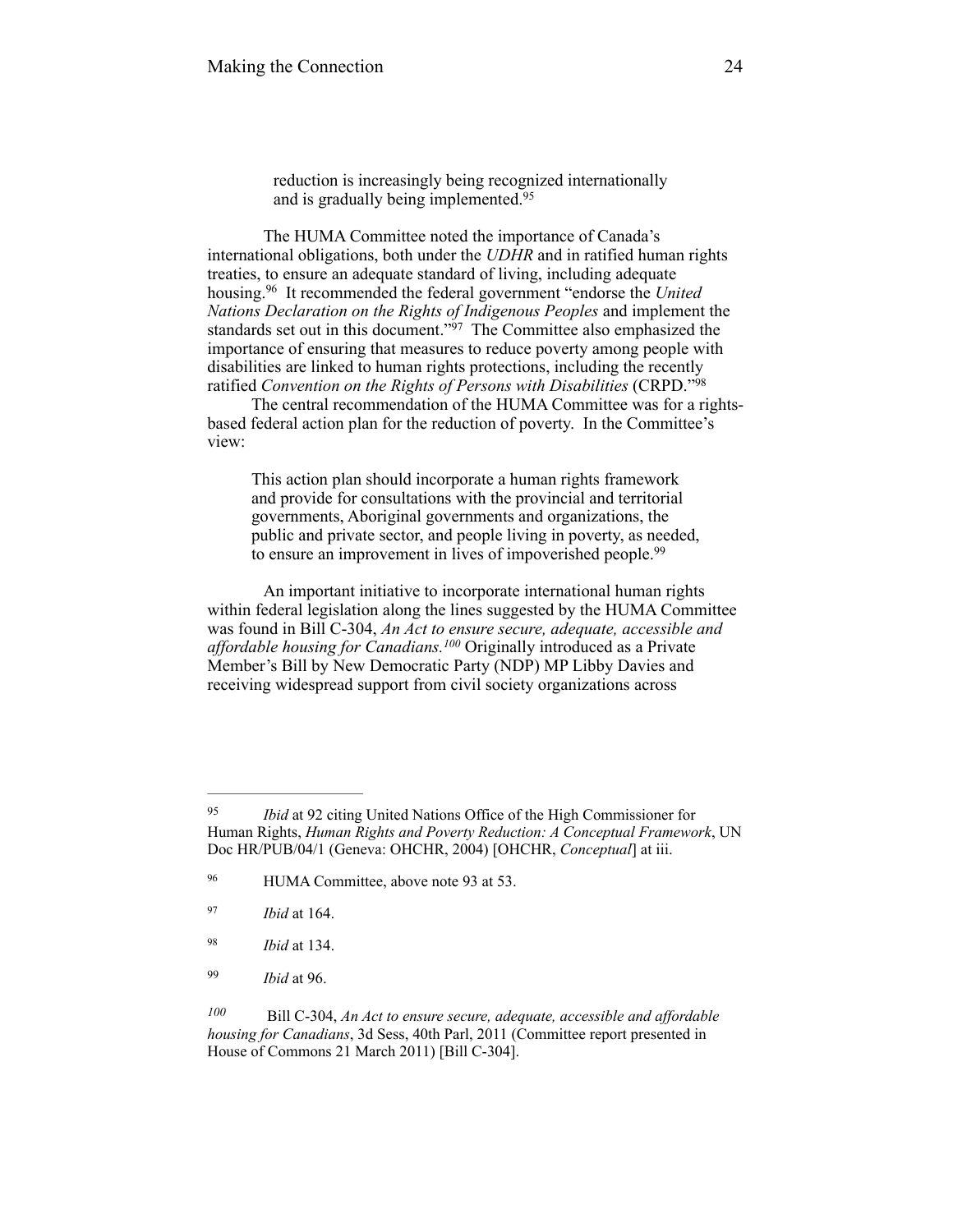> reduction is increasingly being recognized internationally and is gradually being implemented.[95]

The HUMA Committee noted the importance of Canada's international obligations, both under the *UDHR* and in ratified human rights treaties, to ensure an adequate standard of living, including adequate housing.[96] It recommended the federal government "endorse the *United Nations Declaration on the Rights of Indigenous Peoples* and implement the standards set out in this document."[97] The Committee also emphasized the importance of ensuring that measures to reduce poverty among people with disabilities are linked to human rights protections, including the recently ratified *Convention on the Rights of Persons with Disabilities* (CRPD."[98]

The central recommendation of the HUMA Committee was for a rights-based federal action plan for the reduction of poverty. In the Committee's view:

> This action plan should incorporate a human rights framework and provide for consultations with the provincial and territorial governments, Aboriginal governments and organizations, the public and private sector, and people living in poverty, as needed, to ensure an improvement in lives of impoverished people.[99]

An important initiative to incorporate international human rights within federal legislation along the lines suggested by the HUMA Committee was found in Bill C-304, *An Act to ensure secure, adequate, accessible and affordable housing for Canadians.*[100] Originally introduced as a Private Member's Bill by New Democratic Party (NDP) MP Libby Davies and receiving widespread support from civil society organizations across

---

[95] *Ibid* at 92 citing United Nations Office of the High Commissioner for Human Rights, *Human Rights and Poverty Reduction: A Conceptual Framework*, UN Doc HR/PUB/04/1 (Geneva: OHCHR, 2004) [OHCHR, *Conceptual*] at iii.

[96] HUMA Committee, above note 93 at 53.

[97] *Ibid* at 164.

[98] *Ibid* at 134.

[99] *Ibid* at 96.

[100] Bill C-304, *An Act to ensure secure, adequate, accessible and affordable housing for Canadians*, 3d Sess, 40th Parl, 2011 (Committee report presented in House of Commons 21 March 2011) [Bill C-304].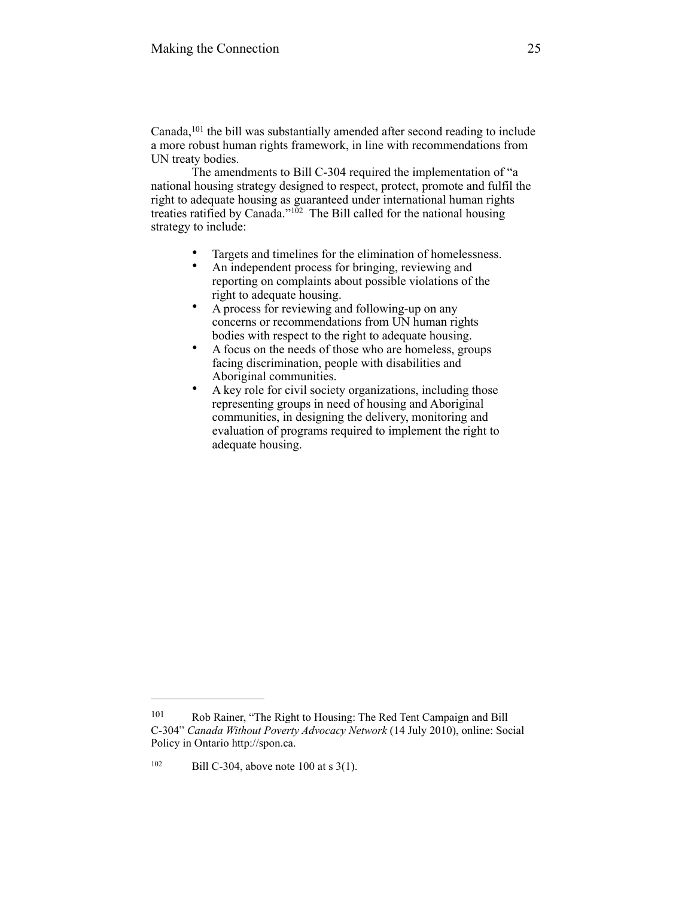Canada,[101] the bill was substantially amended after second reading to include a more robust human rights framework, in line with recommendations from UN treaty bodies.

The amendments to Bill C-304 required the implementation of "a national housing strategy designed to respect, protect, promote and fulfil the right to adequate housing as guaranteed under international human rights treaties ratified by Canada."[102] The Bill called for the national housing strategy to include:

- Targets and timelines for the elimination of homelessness.
- An independent process for bringing, reviewing and reporting on complaints about possible violations of the right to adequate housing.
- A process for reviewing and following-up on any concerns or recommendations from UN human rights bodies with respect to the right to adequate housing.
- A focus on the needs of those who are homeless, groups facing discrimination, people with disabilities and Aboriginal communities.
- A key role for civil society organizations, including those representing groups in need of housing and Aboriginal communities, in designing the delivery, monitoring and evaluation of programs required to implement the right to adequate housing.

---

[101] Rob Rainer, "The Right to Housing: The Red Tent Campaign and Bill C-304" *Canada Without Poverty Advocacy Network* (14 July 2010), online: Social Policy in Ontario http://spon.ca.

[102] Bill C-304, above note 100 at s 3(1).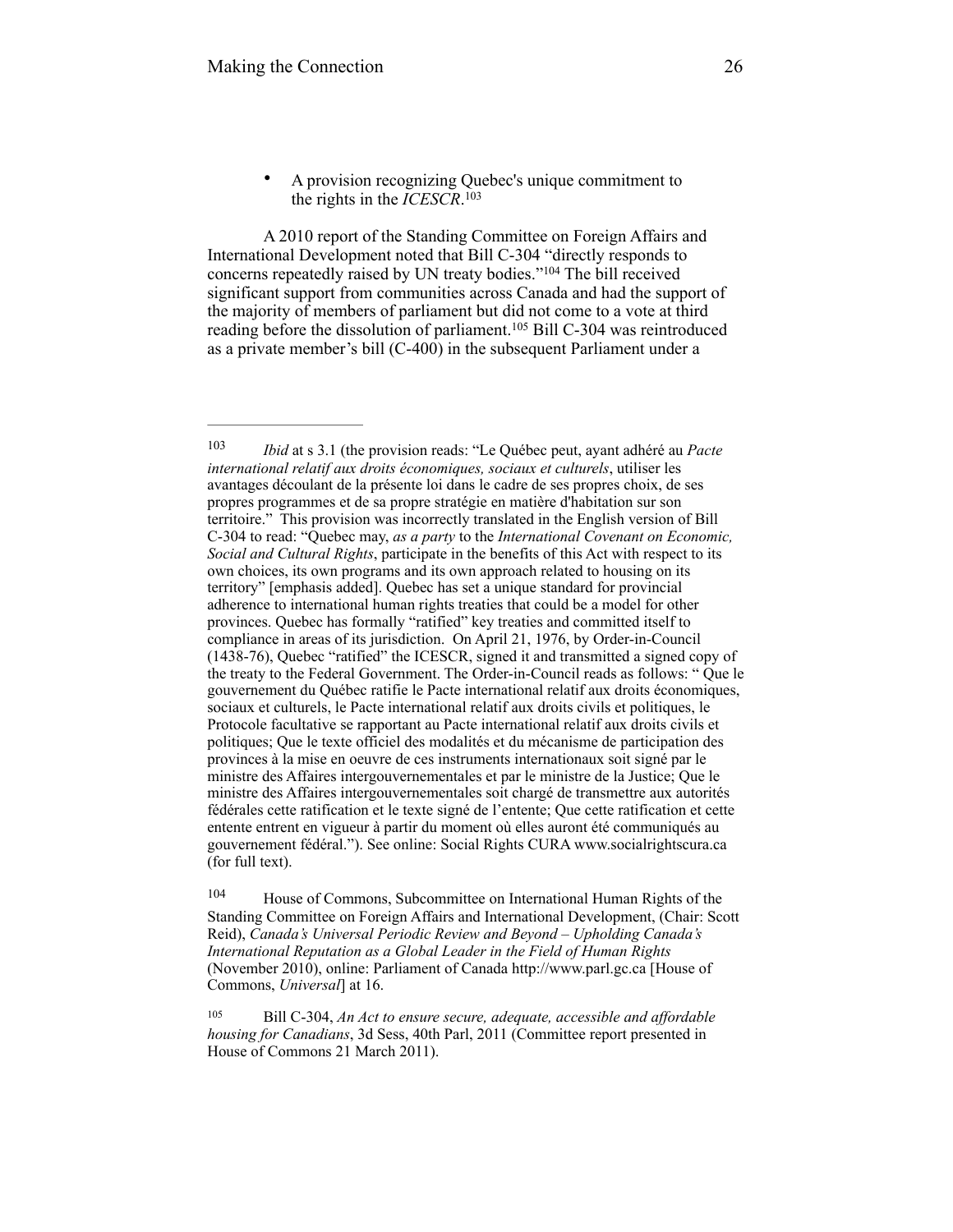- A provision recognizing Quebec's unique commitment to the rights in the *ICESCR*.[103]

A 2010 report of the Standing Committee on Foreign Affairs and International Development noted that Bill C-304 "directly responds to concerns repeatedly raised by UN treaty bodies."[104] The bill received significant support from communities across Canada and had the support of the majority of members of parliament but did not come to a vote at third reading before the dissolution of parliament.[105] Bill C-304 was reintroduced as a private member's bill (C-400) in the subsequent Parliament under a

---

[103] *Ibid* at s 3.1 (the provision reads: "Le Québec peut, ayant adhéré au *Pacte international relatif aux droits économiques, sociaux et culturels*, utiliser les avantages découlant de la présente loi dans le cadre de ses propres choix, de ses propres programmes et de sa propre stratégie en matière d'habitation sur son territoire." This provision was incorrectly translated in the English version of Bill C-304 to read: "Quebec may, *as a party* to the *International Covenant on Economic, Social and Cultural Rights*, participate in the benefits of this Act with respect to its own choices, its own programs and its own approach related to housing on its territory" [emphasis added]. Quebec has set a unique standard for provincial adherence to international human rights treaties that could be a model for other provinces. Quebec has formally "ratified" key treaties and committed itself to compliance in areas of its jurisdiction. On April 21, 1976, by Order-in-Council (1438-76), Quebec "ratified" the ICESCR, signed it and transmitted a signed copy of the treaty to the Federal Government. The Order-in-Council reads as follows: " Que le gouvernement du Québec ratifie le Pacte international relatif aux droits économiques, sociaux et culturels, le Pacte international relatif aux droits civils et politiques, le Protocole facultative se rapportant au Pacte international relatif aux droits civils et politiques; Que le texte officiel des modalités et du mécanisme de participation des provinces à la mise en oeuvre de ces instruments internationaux soit signé par le ministre des Affaires intergouvernementales et par le ministre de la Justice; Que le ministre des Affaires intergouvernementales soit chargé de transmettre aux autorités fédérales cette ratification et le texte signé de l'entente; Que cette ratification et cette entente entrent en vigueur à partir du moment où elles auront été communiqués au gouvernement fédéral."). See online: Social Rights CURA www.socialrightscura.ca (for full text).

[104] House of Commons, Subcommittee on International Human Rights of the Standing Committee on Foreign Affairs and International Development, (Chair: Scott Reid), *Canada's Universal Periodic Review and Beyond – Upholding Canada's International Reputation as a Global Leader in the Field of Human Rights* (November 2010), online: Parliament of Canada http://www.parl.gc.ca [House of Commons, *Universal*] at 16.

[105] Bill C-304, *An Act to ensure secure, adequate, accessible and affordable housing for Canadians*, 3d Sess, 40th Parl, 2011 (Committee report presented in House of Commons 21 March 2011).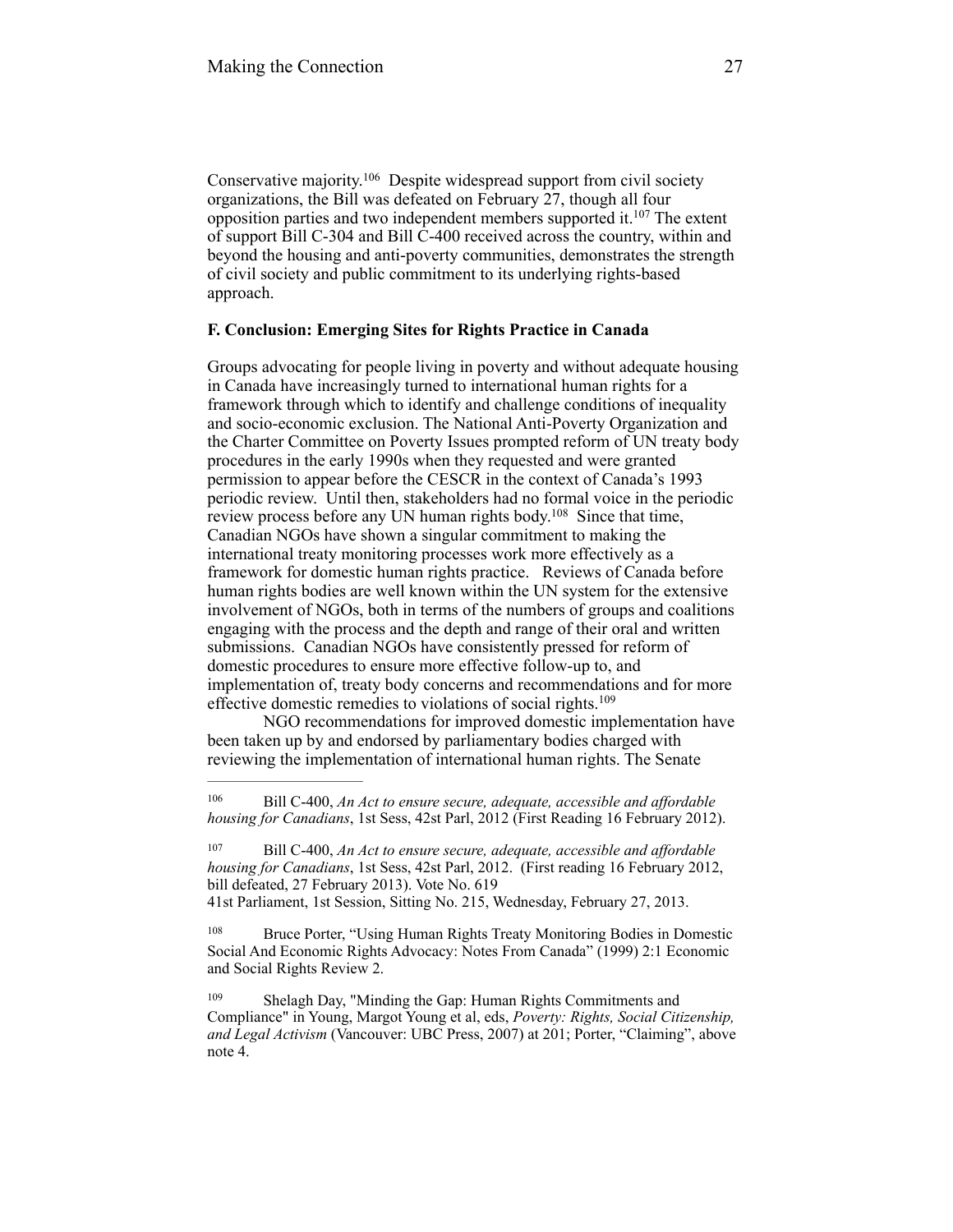Conservative majority.[106] Despite widespread support from civil society organizations, the Bill was defeated on February 27, though all four opposition parties and two independent members supported it.[107] The extent of support Bill C-304 and Bill C-400 received across the country, within and beyond the housing and anti-poverty communities, demonstrates the strength of civil society and public commitment to its underlying rights-based approach.

**F. Conclusion: Emerging Sites for Rights Practice in Canada**

Groups advocating for people living in poverty and without adequate housing in Canada have increasingly turned to international human rights for a framework through which to identify and challenge conditions of inequality and socio-economic exclusion. The National Anti-Poverty Organization and the Charter Committee on Poverty Issues prompted reform of UN treaty body procedures in the early 1990s when they requested and were granted permission to appear before the CESCR in the context of Canada's 1993 periodic review. Until then, stakeholders had no formal voice in the periodic review process before any UN human rights body.[108] Since that time, Canadian NGOs have shown a singular commitment to making the international treaty monitoring processes work more effectively as a framework for domestic human rights practice. Reviews of Canada before human rights bodies are well known within the UN system for the extensive involvement of NGOs, both in terms of the numbers of groups and coalitions engaging with the process and the depth and range of their oral and written submissions. Canadian NGOs have consistently pressed for reform of domestic procedures to ensure more effective follow-up to, and implementation of, treaty body concerns and recommendations and for more effective domestic remedies to violations of social rights.[109]

NGO recommendations for improved domestic implementation have been taken up by and endorsed by parliamentary bodies charged with reviewing the implementation of international human rights. The Senate

---

[106] Bill C-400, *An Act to ensure secure, adequate, accessible and affordable housing for Canadians*, 1st Sess, 42st Parl, 2012 (First Reading 16 February 2012).

[107] Bill C-400, *An Act to ensure secure, adequate, accessible and affordable housing for Canadians*, 1st Sess, 42st Parl, 2012. (First reading 16 February 2012, bill defeated, 27 February 2013). Vote No. 619
41st Parliament, 1st Session, Sitting No. 215, Wednesday, February 27, 2013.

[108] Bruce Porter, "Using Human Rights Treaty Monitoring Bodies in Domestic Social And Economic Rights Advocacy: Notes From Canada" (1999) 2:1 Economic and Social Rights Review 2.

[109] Shelagh Day, "Minding the Gap: Human Rights Commitments and Compliance" in Young, Margot Young et al, eds, *Poverty: Rights, Social Citizenship, and Legal Activism* (Vancouver: UBC Press, 2007) at 201; Porter, "Claiming", above note 4.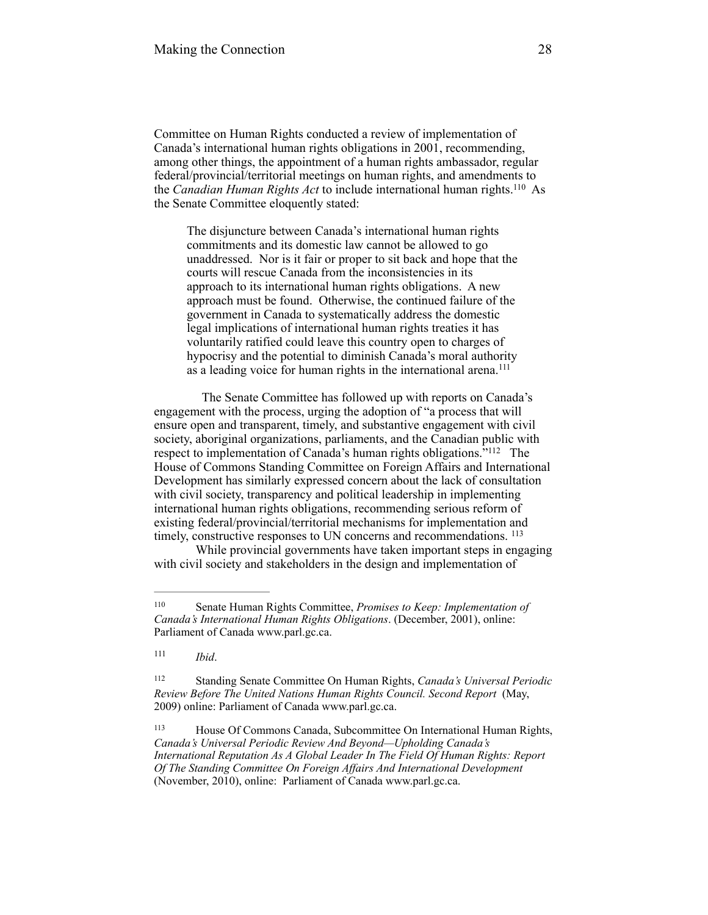Committee on Human Rights conducted a review of implementation of Canada's international human rights obligations in 2001, recommending, among other things, the appointment of a human rights ambassador, regular federal/provincial/territorial meetings on human rights, and amendments to the *Canadian Human Rights Act* to include international human rights.[110] As the Senate Committee eloquently stated:

> The disjuncture between Canada's international human rights commitments and its domestic law cannot be allowed to go unaddressed. Nor is it fair or proper to sit back and hope that the courts will rescue Canada from the inconsistencies in its approach to its international human rights obligations. A new approach must be found. Otherwise, the continued failure of the government in Canada to systematically address the domestic legal implications of international human rights treaties it has voluntarily ratified could leave this country open to charges of hypocrisy and the potential to diminish Canada's moral authority as a leading voice for human rights in the international arena.[111]

The Senate Committee has followed up with reports on Canada's engagement with the process, urging the adoption of "a process that will ensure open and transparent, timely, and substantive engagement with civil society, aboriginal organizations, parliaments, and the Canadian public with respect to implementation of Canada's human rights obligations."[112] The House of Commons Standing Committee on Foreign Affairs and International Development has similarly expressed concern about the lack of consultation with civil society, transparency and political leadership in implementing international human rights obligations, recommending serious reform of existing federal/provincial/territorial mechanisms for implementation and timely, constructive responses to UN concerns and recommendations.[113]

While provincial governments have taken important steps in engaging with civil society and stakeholders in the design and implementation of

---

[110] Senate Human Rights Committee, *Promises to Keep: Implementation of Canada's International Human Rights Obligations*. (December, 2001), online: Parliament of Canada www.parl.gc.ca.

[111] *Ibid*.

[112] Standing Senate Committee On Human Rights, *Canada's Universal Periodic Review Before The United Nations Human Rights Council. Second Report* (May, 2009) online: Parliament of Canada www.parl.gc.ca.

[113] House Of Commons Canada, Subcommittee On International Human Rights, *Canada's Universal Periodic Review And Beyond—Upholding Canada's International Reputation As A Global Leader In The Field Of Human Rights: Report Of The Standing Committee On Foreign Affairs And International Development* (November, 2010), online: Parliament of Canada www.parl.gc.ca.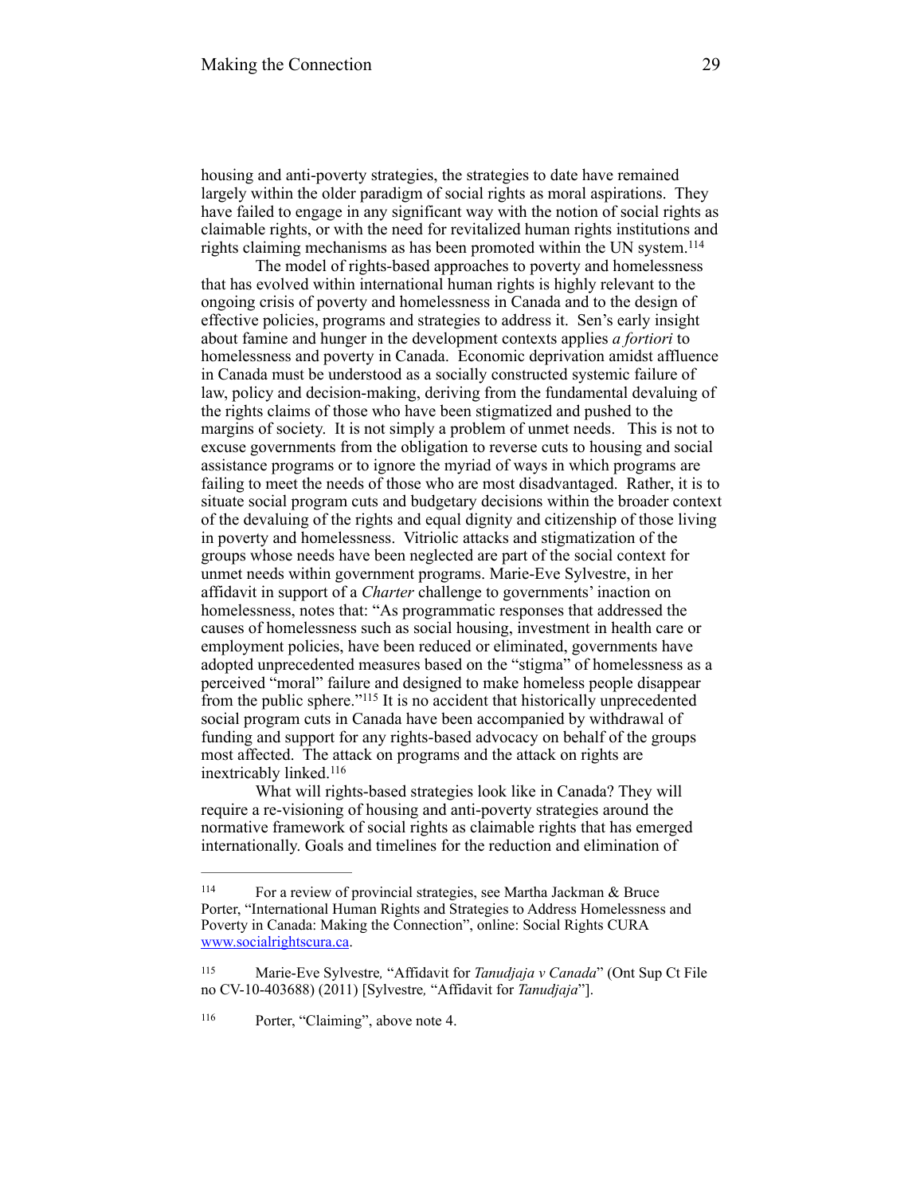housing and anti-poverty strategies, the strategies to date have remained largely within the older paradigm of social rights as moral aspirations. They have failed to engage in any significant way with the notion of social rights as claimable rights, or with the need for revitalized human rights institutions and rights claiming mechanisms as has been promoted within the UN system.[114]

The model of rights-based approaches to poverty and homelessness that has evolved within international human rights is highly relevant to the ongoing crisis of poverty and homelessness in Canada and to the design of effective policies, programs and strategies to address it. Sen's early insight about famine and hunger in the development contexts applies *a fortiori* to homelessness and poverty in Canada. Economic deprivation amidst affluence in Canada must be understood as a socially constructed systemic failure of law, policy and decision-making, deriving from the fundamental devaluing of the rights claims of those who have been stigmatized and pushed to the margins of society. It is not simply a problem of unmet needs. This is not to excuse governments from the obligation to reverse cuts to housing and social assistance programs or to ignore the myriad of ways in which programs are failing to meet the needs of those who are most disadvantaged. Rather, it is to situate social program cuts and budgetary decisions within the broader context of the devaluing of the rights and equal dignity and citizenship of those living in poverty and homelessness. Vitriolic attacks and stigmatization of the groups whose needs have been neglected are part of the social context for unmet needs within government programs. Marie-Eve Sylvestre, in her affidavit in support of a *Charter* challenge to governments' inaction on homelessness, notes that: "As programmatic responses that addressed the causes of homelessness such as social housing, investment in health care or employment policies, have been reduced or eliminated, governments have adopted unprecedented measures based on the "stigma" of homelessness as a perceived "moral" failure and designed to make homeless people disappear from the public sphere."[115] It is no accident that historically unprecedented social program cuts in Canada have been accompanied by withdrawal of funding and support for any rights-based advocacy on behalf of the groups most affected. The attack on programs and the attack on rights are inextricably linked.[116]

What will rights-based strategies look like in Canada? They will require a re-visioning of housing and anti-poverty strategies around the normative framework of social rights as claimable rights that has emerged internationally. Goals and timelines for the reduction and elimination of

---

[114] For a review of provincial strategies, see Martha Jackman & Bruce Porter, "International Human Rights and Strategies to Address Homelessness and Poverty in Canada: Making the Connection", online: Social Rights CURA www.socialrightscura.ca.

[115] Marie-Eve Sylvestre, "Affidavit for *Tanudjaja v Canada*" (Ont Sup Ct File no CV-10-403688) (2011) [Sylvestre, "Affidavit for *Tanudjaja*"].

[116] Porter, "Claiming", above note 4.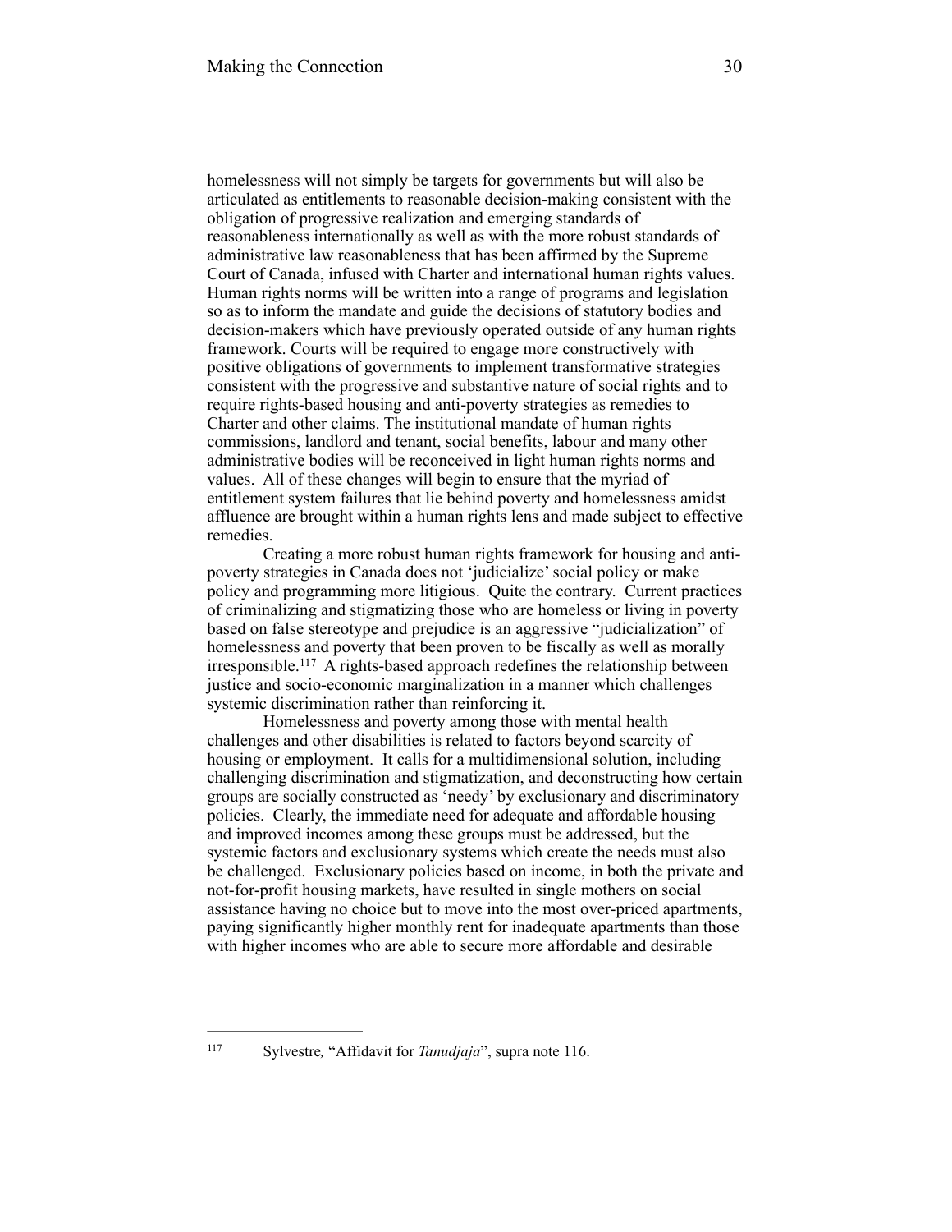homelessness will not simply be targets for governments but will also be articulated as entitlements to reasonable decision-making consistent with the obligation of progressive realization and emerging standards of reasonableness internationally as well as with the more robust standards of administrative law reasonableness that has been affirmed by the Supreme Court of Canada, infused with Charter and international human rights values. Human rights norms will be written into a range of programs and legislation so as to inform the mandate and guide the decisions of statutory bodies and decision-makers which have previously operated outside of any human rights framework. Courts will be required to engage more constructively with positive obligations of governments to implement transformative strategies consistent with the progressive and substantive nature of social rights and to require rights-based housing and anti-poverty strategies as remedies to Charter and other claims. The institutional mandate of human rights commissions, landlord and tenant, social benefits, labour and many other administrative bodies will be reconceived in light human rights norms and values. All of these changes will begin to ensure that the myriad of entitlement system failures that lie behind poverty and homelessness amidst affluence are brought within a human rights lens and made subject to effective remedies.

Creating a more robust human rights framework for housing and anti-poverty strategies in Canada does not 'judicialize' social policy or make policy and programming more litigious. Quite the contrary. Current practices of criminalizing and stigmatizing those who are homeless or living in poverty based on false stereotype and prejudice is an aggressive "judicialization" of homelessness and poverty that been proven to be fiscally as well as morally irresponsible.[117] A rights-based approach redefines the relationship between justice and socio-economic marginalization in a manner which challenges systemic discrimination rather than reinforcing it.

Homelessness and poverty among those with mental health challenges and other disabilities is related to factors beyond scarcity of housing or employment. It calls for a multidimensional solution, including challenging discrimination and stigmatization, and deconstructing how certain groups are socially constructed as 'needy' by exclusionary and discriminatory policies. Clearly, the immediate need for adequate and affordable housing and improved incomes among these groups must be addressed, but the systemic factors and exclusionary systems which create the needs must also be challenged. Exclusionary policies based on income, in both the private and not-for-profit housing markets, have resulted in single mothers on social assistance having no choice but to move into the most over-priced apartments, paying significantly higher monthly rent for inadequate apartments than those with higher incomes who are able to secure more affordable and desirable

---

[117] Sylvestre, "Affidavit for *Tanudjaja*", supra note 116.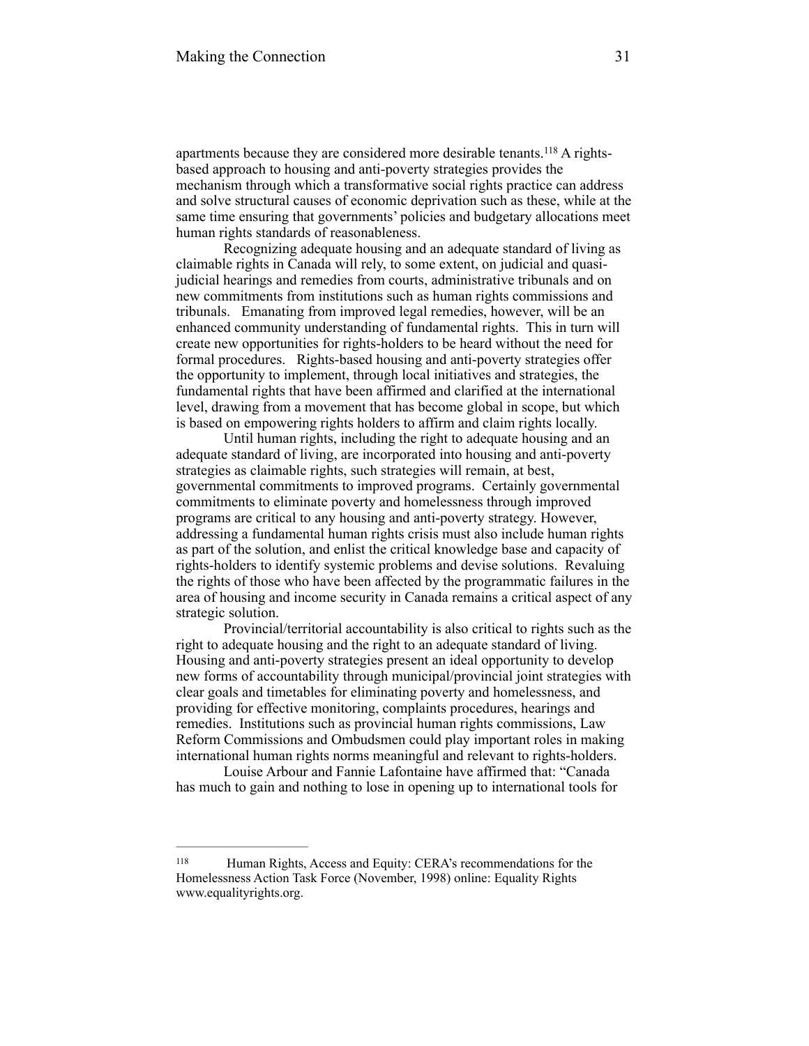apartments because they are considered more desirable tenants.[118] A rights-based approach to housing and anti-poverty strategies provides the mechanism through which a transformative social rights practice can address and solve structural causes of economic deprivation such as these, while at the same time ensuring that governments' policies and budgetary allocations meet human rights standards of reasonableness.

Recognizing adequate housing and an adequate standard of living as claimable rights in Canada will rely, to some extent, on judicial and quasi-judicial hearings and remedies from courts, administrative tribunals and on new commitments from institutions such as human rights commissions and tribunals. Emanating from improved legal remedies, however, will be an enhanced community understanding of fundamental rights. This in turn will create new opportunities for rights-holders to be heard without the need for formal procedures. Rights-based housing and anti-poverty strategies offer the opportunity to implement, through local initiatives and strategies, the fundamental rights that have been affirmed and clarified at the international level, drawing from a movement that has become global in scope, but which is based on empowering rights holders to affirm and claim rights locally.

Until human rights, including the right to adequate housing and an adequate standard of living, are incorporated into housing and anti-poverty strategies as claimable rights, such strategies will remain, at best, governmental commitments to improved programs. Certainly governmental commitments to eliminate poverty and homelessness through improved programs are critical to any housing and anti-poverty strategy. However, addressing a fundamental human rights crisis must also include human rights as part of the solution, and enlist the critical knowledge base and capacity of rights-holders to identify systemic problems and devise solutions. Revaluing the rights of those who have been affected by the programmatic failures in the area of housing and income security in Canada remains a critical aspect of any strategic solution.

Provincial/territorial accountability is also critical to rights such as the right to adequate housing and the right to an adequate standard of living. Housing and anti-poverty strategies present an ideal opportunity to develop new forms of accountability through municipal/provincial joint strategies with clear goals and timetables for eliminating poverty and homelessness, and providing for effective monitoring, complaints procedures, hearings and remedies. Institutions such as provincial human rights commissions, Law Reform Commissions and Ombudsmen could play important roles in making international human rights norms meaningful and relevant to rights-holders.

Louise Arbour and Fannie Lafontaine have affirmed that: "Canada has much to gain and nothing to lose in opening up to international tools for

---

[118] Human Rights, Access and Equity: CERA's recommendations for the Homelessness Action Task Force (November, 1998) online: Equality Rights www.equalityrights.org.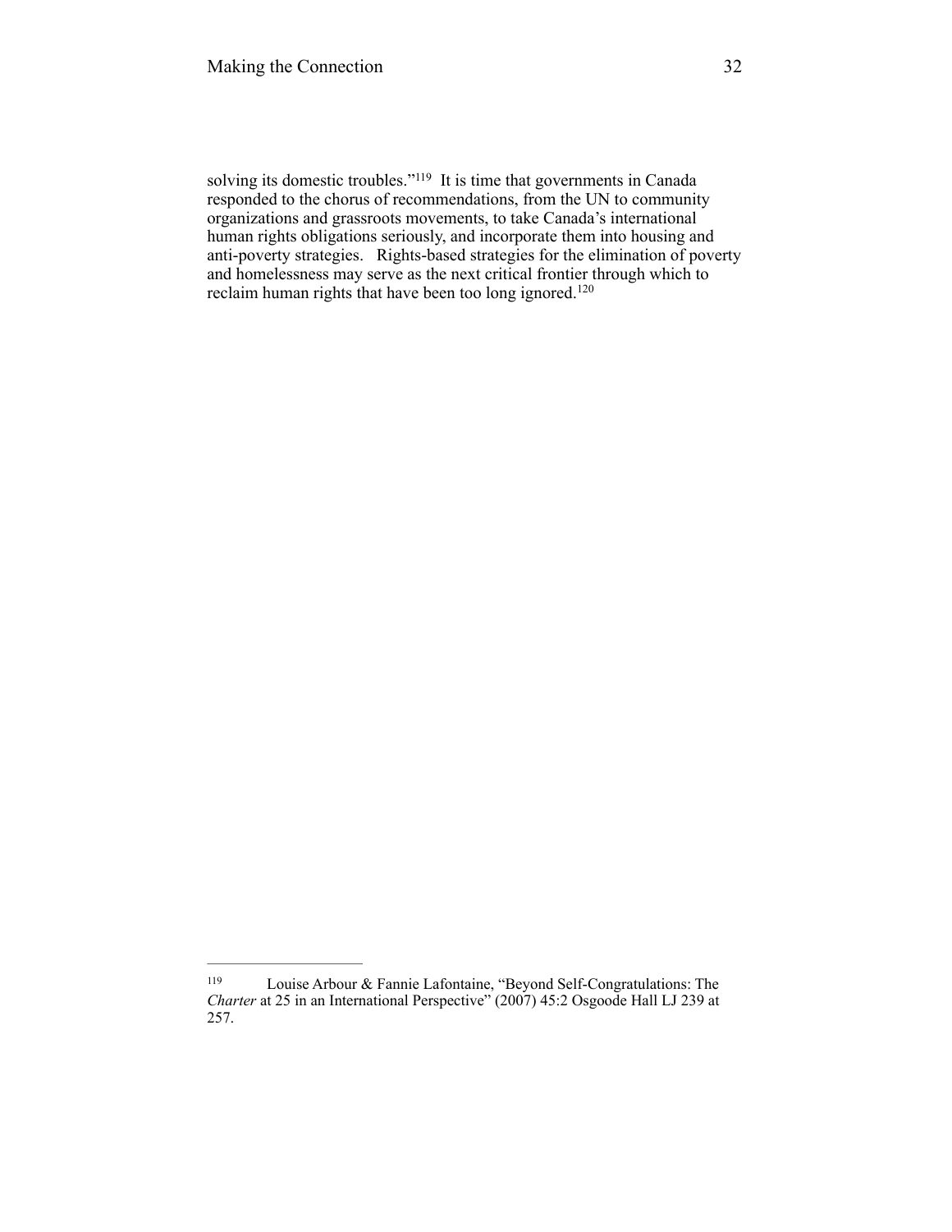solving its domestic troubles."[119] It is time that governments in Canada responded to the chorus of recommendations, from the UN to community organizations and grassroots movements, to take Canada's international human rights obligations seriously, and incorporate them into housing and anti-poverty strategies. Rights-based strategies for the elimination of poverty and homelessness may serve as the next critical frontier through which to reclaim human rights that have been too long ignored.[120]

---

[119] Louise Arbour & Fannie Lafontaine, "Beyond Self-Congratulations: The *Charter* at 25 in an International Perspective" (2007) 45:2 Osgoode Hall LJ 239 at 257.